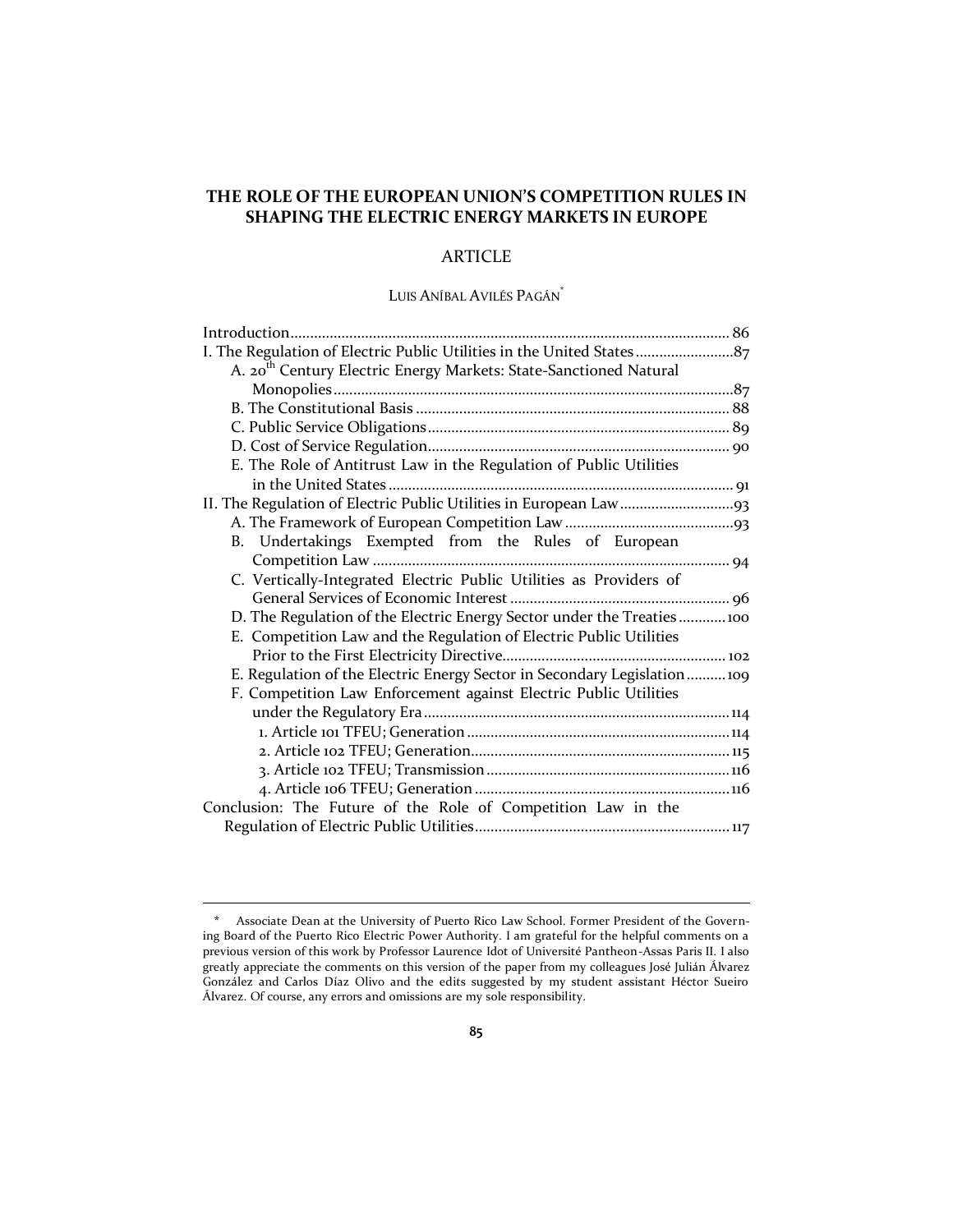# THE ROLE OF THE EUROPEAN UNION'S COMPETITION RULES IN SHAPING THE ELECTRIC ENERGY MARKETS IN EUROPE

## ARTICLE

LUIS ANÍBAL AVILÉS PAGÁN*

Introduction .................................................................................................. 86
I. The Regulation of Electric Public Utilities in the United States .......................... 87
  A. 20th Century Electric Energy Markets: State-Sanctioned Natural Monopolies ..................................................................................................... 87
  B. The Constitutional Basis ................................................................................ 88
  C. Public Service Obligations ............................................................................ 89
  D. Cost of Service Regulation ............................................................................ 90
  E. The Role of Antitrust Law in the Regulation of Public Utilities in the United States ........................................................................................ 91
II. The Regulation of Electric Public Utilities in European Law ............................. 93
  A. The Framework of European Competition Law ........................................... 93
  B. Undertakings Exempted from the Rules of European Competition Law .......................................................................................... 94
  C. Vertically-Integrated Electric Public Utilities as Providers of General Services of Economic Interest ........................................................ 96
  D. The Regulation of the Electric Energy Sector under the Treaties ............ 100
  E. Competition Law and the Regulation of Electric Public Utilities Prior to the First Electricity Directive......................................................... 102
  E. Regulation of the Electric Energy Sector in Secondary Legislation .......... 109
  F. Competition Law Enforcement against Electric Public Utilities under the Regulatory Era .............................................................................. 114
    1. Article 101 TFEU; Generation ................................................................... 114
    2. Article 102 TFEU; Generation.................................................................. 115
    3. Article 102 TFEU; Transmission .............................................................. 116
    4. Article 106 TFEU; Generation ................................................................. 116
Conclusion: The Future of the Role of Competition Law in the Regulation of Electric Public Utilities ................................................................. 117

---

\* Associate Dean at the University of Puerto Rico Law School. Former President of the Governing Board of the Puerto Rico Electric Power Authority. I am grateful for the helpful comments on a previous version of this work by Professor Laurence Idot of Université Pantheon-Assas Paris II. I also greatly appreciate the comments on this version of the paper from my colleagues José Julián Álvarez González and Carlos Díaz Olivo and the edits suggested by my student assistant Héctor Sueiro Álvarez. Of course, any errors and omissions are my sole responsibility.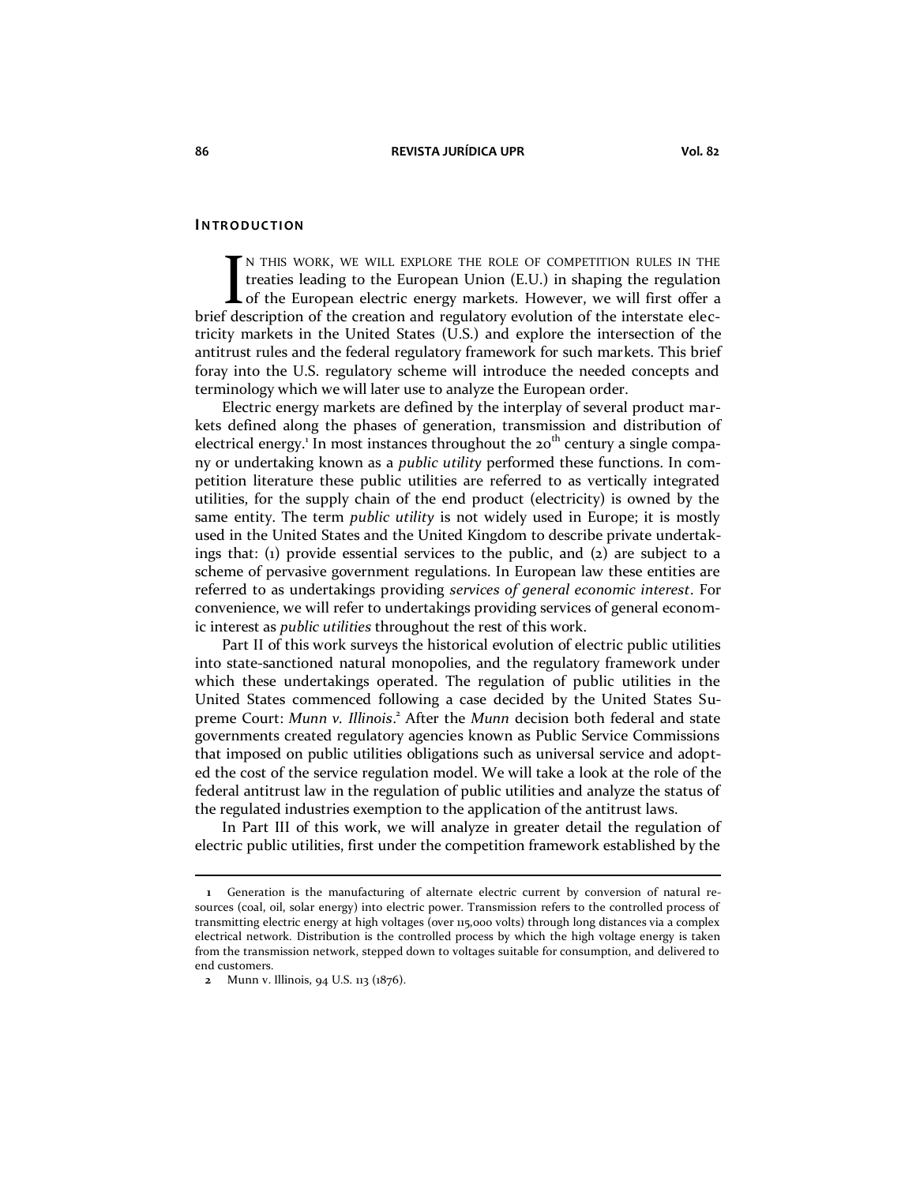## Introduction

In this work, we will explore the role of competition rules in the treaties leading to the European Union (E.U.) in shaping the regulation of the European electric energy markets. However, we will first offer a brief description of the creation and regulatory evolution of the interstate electricity markets in the United States (U.S.) and explore the intersection of the antitrust rules and the federal regulatory framework for such markets. This brief foray into the U.S. regulatory scheme will introduce the needed concepts and terminology which we will later use to analyze the European order.

Electric energy markets are defined by the interplay of several product markets defined along the phases of generation, transmission and distribution of electrical energy.[1] In most instances throughout the 20$^{th}$ century a single company or undertaking known as a *public utility* performed these functions. In competition literature these public utilities are referred to as vertically integrated utilities, for the supply chain of the end product (electricity) is owned by the same entity. The term *public utility* is not widely used in Europe; it is mostly used in the United States and the United Kingdom to describe private undertakings that: (1) provide essential services to the public, and (2) are subject to a scheme of pervasive government regulations. In European law these entities are referred to as undertakings providing *services of general economic interest*. For convenience, we will refer to undertakings providing services of general economic interest as *public utilities* throughout the rest of this work.

Part II of this work surveys the historical evolution of electric public utilities into state-sanctioned natural monopolies, and the regulatory framework under which these undertakings operated. The regulation of public utilities in the United States commenced following a case decided by the United States Supreme Court: *Munn v. Illinois*.[2] After the *Munn* decision both federal and state governments created regulatory agencies known as Public Service Commissions that imposed on public utilities obligations such as universal service and adopted the cost of the service regulation model. We will take a look at the role of the federal antitrust law in the regulation of public utilities and analyze the status of the regulated industries exemption to the application of the antitrust laws.

In Part III of this work, we will analyze in greater detail the regulation of electric public utilities, first under the competition framework established by the

---

1 Generation is the manufacturing of alternate electric current by conversion of natural resources (coal, oil, solar energy) into electric power. Transmission refers to the controlled process of transmitting electric energy at high voltages (over 115,000 volts) through long distances via a complex electrical network. Distribution is the controlled process by which the high voltage energy is taken from the transmission network, stepped down to voltages suitable for consumption, and delivered to end customers.

2 Munn v. Illinois, 94 U.S. 113 (1876).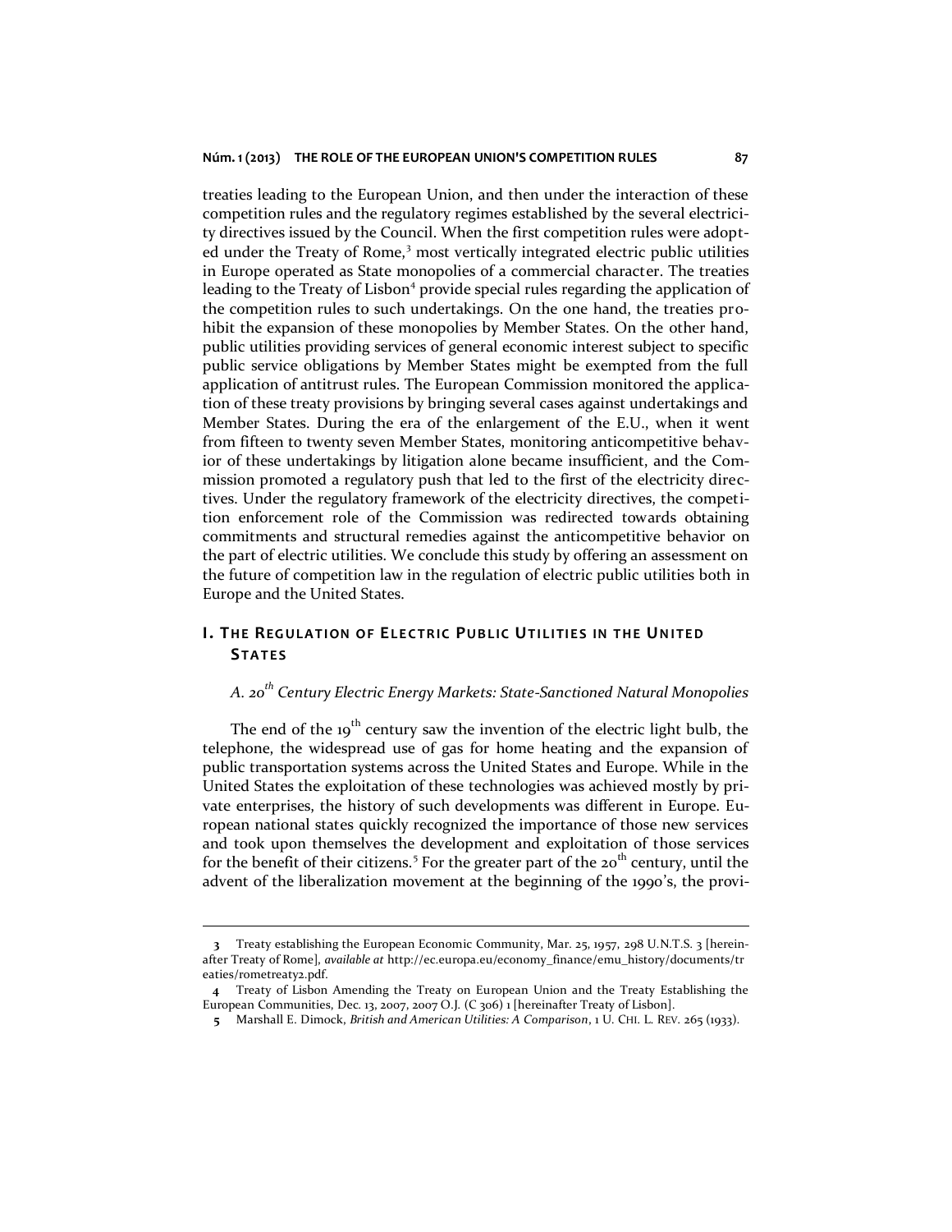treaties leading to the European Union, and then under the interaction of these competition rules and the regulatory regimes established by the several electricity directives issued by the Council. When the first competition rules were adopted under the Treaty of Rome,[3] most vertically integrated electric public utilities in Europe operated as State monopolies of a commercial character. The treaties leading to the Treaty of Lisbon[4] provide special rules regarding the application of the competition rules to such undertakings. On the one hand, the treaties prohibit the expansion of these monopolies by Member States. On the other hand, public utilities providing services of general economic interest subject to specific public service obligations by Member States might be exempted from the full application of antitrust rules. The European Commission monitored the application of these treaty provisions by bringing several cases against undertakings and Member States. During the era of the enlargement of the E.U., when it went from fifteen to twenty seven Member States, monitoring anticompetitive behavior of these undertakings by litigation alone became insufficient, and the Commission promoted a regulatory push that led to the first of the electricity directives. Under the regulatory framework of the electricity directives, the competition enforcement role of the Commission was redirected towards obtaining commitments and structural remedies against the anticompetitive behavior on the part of electric utilities. We conclude this study by offering an assessment on the future of competition law in the regulation of electric public utilities both in Europe and the United States.

## I. The Regulation of Electric Public Utilities in the United States

### *A. 20th Century Electric Energy Markets: State-Sanctioned Natural Monopolies*

The end of the 19th century saw the invention of the electric light bulb, the telephone, the widespread use of gas for home heating and the expansion of public transportation systems across the United States and Europe. While in the United States the exploitation of these technologies was achieved mostly by private enterprises, the history of such developments was different in Europe. European national states quickly recognized the importance of those new services and took upon themselves the development and exploitation of those services for the benefit of their citizens.[5] For the greater part of the 20th century, until the advent of the liberalization movement at the beginning of the 1990's, the provi-

---

3 Treaty establishing the European Economic Community, Mar. 25, 1957, 298 U.N.T.S. 3 [hereinafter Treaty of Rome], *available at* http://ec.europa.eu/economy_finance/emu_history/documents/treaties/rometreaty2.pdf.

4 Treaty of Lisbon Amending the Treaty on European Union and the Treaty Establishing the European Communities, Dec. 13, 2007, 2007 O.J. (C 306) 1 [hereinafter Treaty of Lisbon].

5 Marshall E. Dimock, *British and American Utilities: A Comparison*, 1 U. CHI. L. REV. 265 (1933).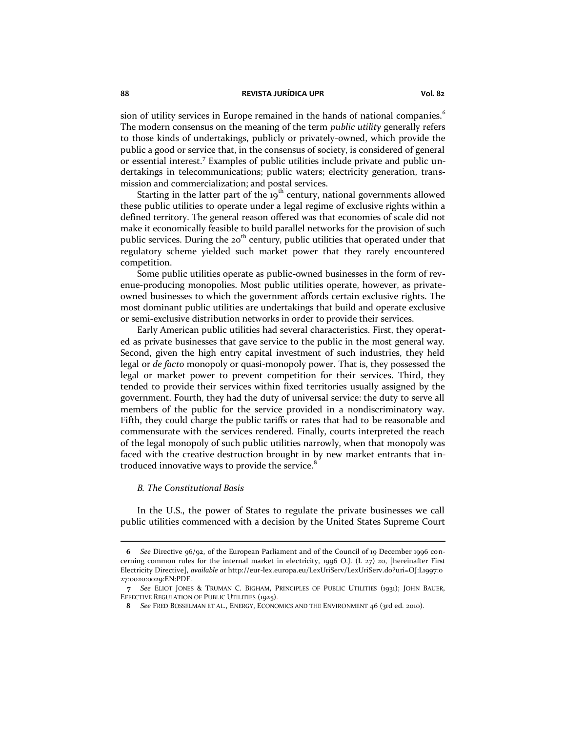sion of utility services in Europe remained in the hands of national companies.[6] The modern consensus on the meaning of the term *public utility* generally refers to those kinds of undertakings, publicly or privately-owned, which provide the public a good or service that, in the consensus of society, is considered of general or essential interest.[7] Examples of public utilities include private and public undertakings in telecommunications; public waters; electricity generation, transmission and commercialization; and postal services.

Starting in the latter part of the 19th century, national governments allowed these public utilities to operate under a legal regime of exclusive rights within a defined territory. The general reason offered was that economies of scale did not make it economically feasible to build parallel networks for the provision of such public services. During the 20th century, public utilities that operated under that regulatory scheme yielded such market power that they rarely encountered competition.

Some public utilities operate as public-owned businesses in the form of revenue-producing monopolies. Most public utilities operate, however, as private-owned businesses to which the government affords certain exclusive rights. The most dominant public utilities are undertakings that build and operate exclusive or semi-exclusive distribution networks in order to provide their services.

Early American public utilities had several characteristics. First, they operated as private businesses that gave service to the public in the most general way. Second, given the high entry capital investment of such industries, they held legal or *de facto* monopoly or quasi-monopoly power. That is, they possessed the legal or market power to prevent competition for their services. Third, they tended to provide their services within fixed territories usually assigned by the government. Fourth, they had the duty of universal service: the duty to serve all members of the public for the service provided in a nondiscriminatory way. Fifth, they could charge the public tariffs or rates that had to be reasonable and commensurate with the services rendered. Finally, courts interpreted the reach of the legal monopoly of such public utilities narrowly, when that monopoly was faced with the creative destruction brought in by new market entrants that introduced innovative ways to provide the service.[8]

### *B. The Constitutional Basis*

In the U.S., the power of States to regulate the private businesses we call public utilities commenced with a decision by the United States Supreme Court

---

**6** *See* Directive 96/92, of the European Parliament and of the Council of 19 December 1996 concerning common rules for the internal market in electricity, 1996 O.J. (L 27) 20, [hereinafter First Electricity Directive], *available at* http://eur-lex.europa.eu/LexUriServ/LexUriServ.do?uri=OJ:L1997:027:0020:0029:EN:PDF.

**7** *See* ELIOT JONES & TRUMAN C. BIGHAM, PRINCIPLES OF PUBLIC UTILITIES (1931); JOHN BAUER, EFFECTIVE REGULATION OF PUBLIC UTILITIES (1925).

**8** *See* FRED BOSSELMAN ET AL., ENERGY, ECONOMICS AND THE ENVIRONMENT 46 (3rd ed. 2010).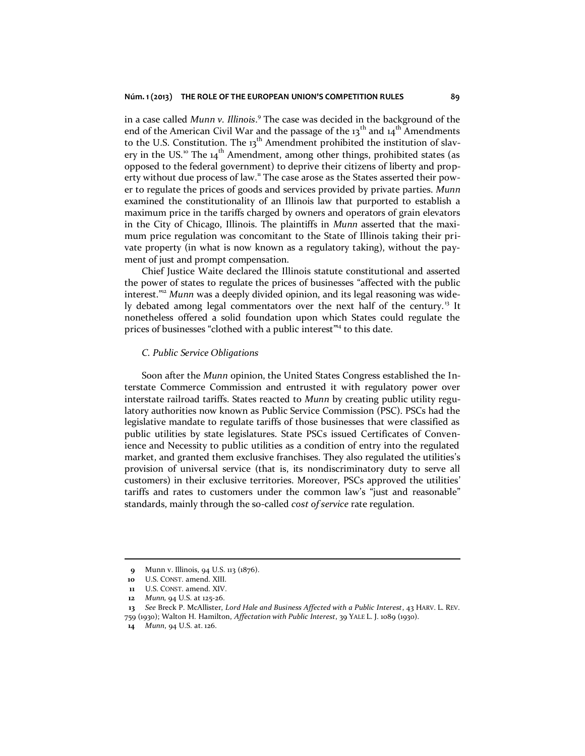in a case called *Munn v. Illinois*.[9] The case was decided in the background of the end of the American Civil War and the passage of the 13th and 14th Amendments to the U.S. Constitution. The 13th Amendment prohibited the institution of slavery in the US.[10] The 14th Amendment, among other things, prohibited states (as opposed to the federal government) to deprive their citizens of liberty and property without due process of law.[11] The case arose as the States asserted their power to regulate the prices of goods and services provided by private parties. *Munn* examined the constitutionality of an Illinois law that purported to establish a maximum price in the tariffs charged by owners and operators of grain elevators in the City of Chicago, Illinois. The plaintiffs in *Munn* asserted that the maximum price regulation was concomitant to the State of Illinois taking their private property (in what is now known as a regulatory taking), without the payment of just and prompt compensation.

Chief Justice Waite declared the Illinois statute constitutional and asserted the power of states to regulate the prices of businesses "affected with the public interest."[12] *Munn* was a deeply divided opinion, and its legal reasoning was widely debated among legal commentators over the next half of the century.[13] It nonetheless offered a solid foundation upon which States could regulate the prices of businesses "clothed with a public interest"[14] to this date.

### *C. Public Service Obligations*

Soon after the *Munn* opinion, the United States Congress established the Interstate Commerce Commission and entrusted it with regulatory power over interstate railroad tariffs. States reacted to *Munn* by creating public utility regulatory authorities now known as Public Service Commission (PSC). PSCs had the legislative mandate to regulate tariffs of those businesses that were classified as public utilities by state legislatures. State PSCs issued Certificates of Convenience and Necessity to public utilities as a condition of entry into the regulated market, and granted them exclusive franchises. They also regulated the utilities's provision of universal service (that is, its nondiscriminatory duty to serve all customers) in their exclusive territories. Moreover, PSCs approved the utilities' tariffs and rates to customers under the common law's "just and reasonable" standards, mainly through the so-called *cost of service* rate regulation.

---

**9** Munn v. Illinois, 94 U.S. 113 (1876).

**10** U.S. CONST. amend. XIII.

**11** U.S. CONST. amend. XIV.

**12** *Munn,* 94 U.S. at 125-26.

**13** *See* Breck P. McAllister, *Lord Hale and Business Affected with a Public Interest*, 43 HARV. L. REV. 759 (1930); Walton H. Hamilton, *Affectation with Public Interest*, 39 YALE L. J. 1089 (1930).

**14** *Munn*, 94 U.S. at. 126.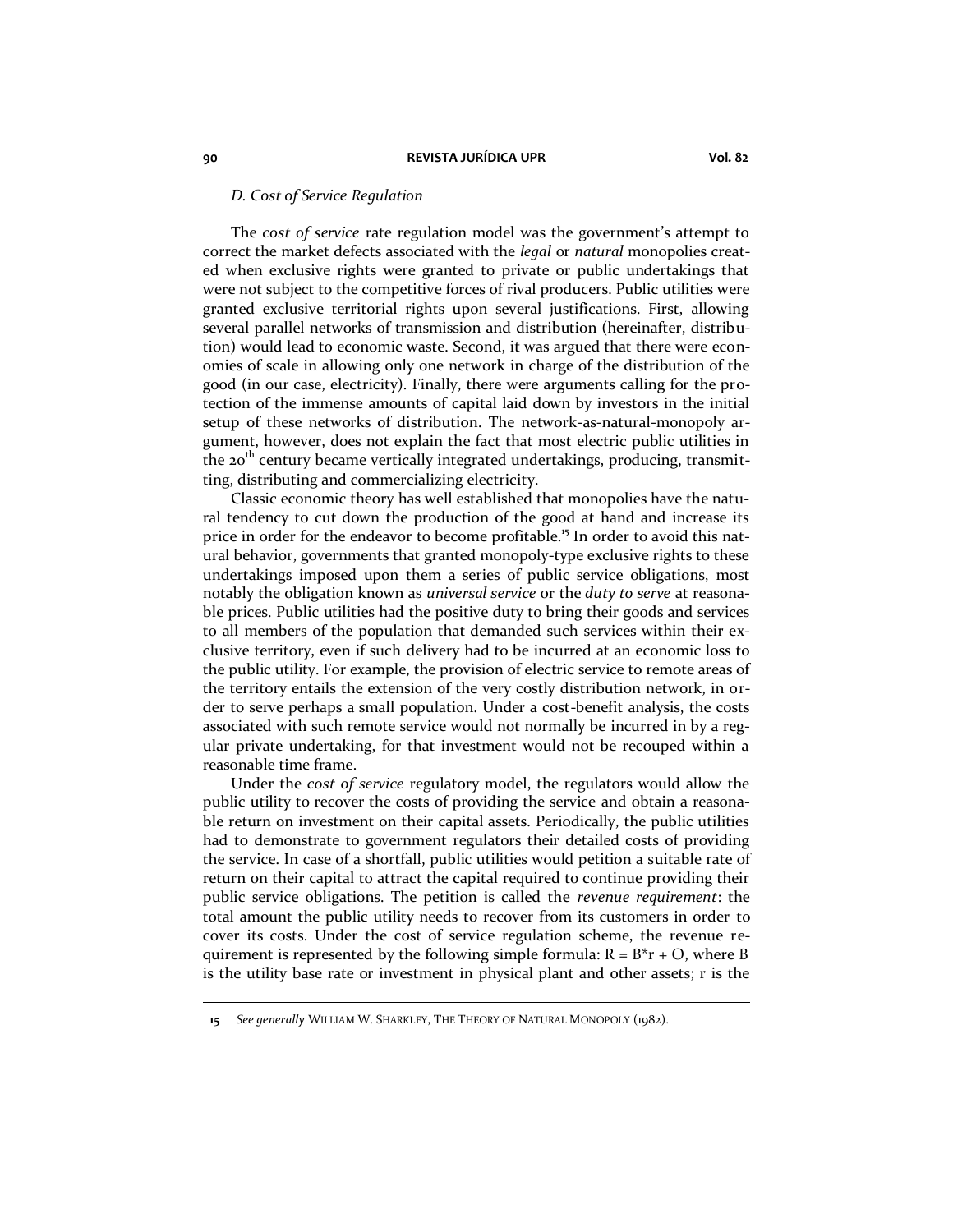### *D. Cost of Service Regulation*

The *cost of service* rate regulation model was the government's attempt to correct the market defects associated with the *legal* or *natural* monopolies created when exclusive rights were granted to private or public undertakings that were not subject to the competitive forces of rival producers. Public utilities were granted exclusive territorial rights upon several justifications. First, allowing several parallel networks of transmission and distribution (hereinafter, distribution) would lead to economic waste. Second, it was argued that there were economies of scale in allowing only one network in charge of the distribution of the good (in our case, electricity). Finally, there were arguments calling for the protection of the immense amounts of capital laid down by investors in the initial setup of these networks of distribution. The network-as-natural-monopoly argument, however, does not explain the fact that most electric public utilities in the 20th century became vertically integrated undertakings, producing, transmitting, distributing and commercializing electricity.

Classic economic theory has well established that monopolies have the natural tendency to cut down the production of the good at hand and increase its price in order for the endeavor to become profitable.[15] In order to avoid this natural behavior, governments that granted monopoly-type exclusive rights to these undertakings imposed upon them a series of public service obligations, most notably the obligation known as *universal service* or the *duty to serve* at reasonable prices. Public utilities had the positive duty to bring their goods and services to all members of the population that demanded such services within their exclusive territory, even if such delivery had to be incurred at an economic loss to the public utility. For example, the provision of electric service to remote areas of the territory entails the extension of the very costly distribution network, in order to serve perhaps a small population. Under a cost-benefit analysis, the costs associated with such remote service would not normally be incurred in by a regular private undertaking, for that investment would not be recouped within a reasonable time frame.

Under the *cost of service* regulatory model, the regulators would allow the public utility to recover the costs of providing the service and obtain a reasonable return on investment on their capital assets. Periodically, the public utilities had to demonstrate to government regulators their detailed costs of providing the service. In case of a shortfall, public utilities would petition a suitable rate of return on their capital to attract the capital required to continue providing their public service obligations. The petition is called the *revenue requirement*: the total amount the public utility needs to recover from its customers in order to cover its costs. Under the cost of service regulation scheme, the revenue requirement is represented by the following simple formula: $R = B^*r + O$, where B is the utility base rate or investment in physical plant and other assets; r is the

---

15 *See generally* WILLIAM W. SHARKLEY, THE THEORY OF NATURAL MONOPOLY (1982).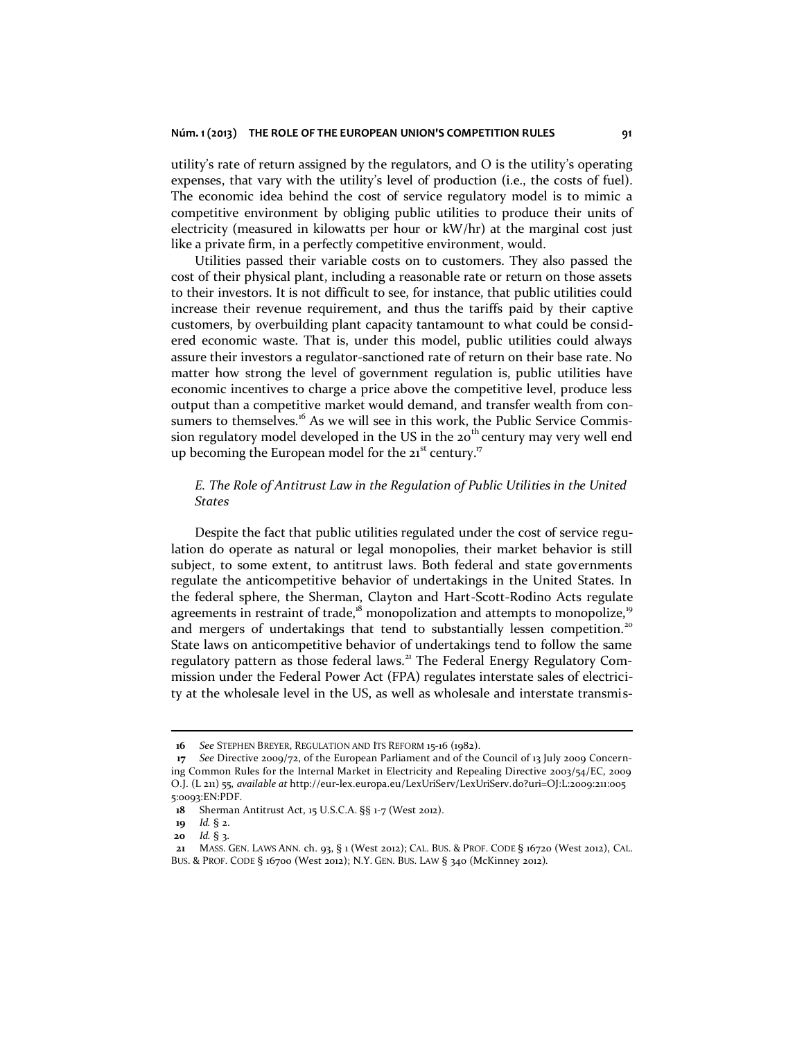utility's rate of return assigned by the regulators, and O is the utility's operating expenses, that vary with the utility's level of production (i.e., the costs of fuel). The economic idea behind the cost of service regulatory model is to mimic a competitive environment by obliging public utilities to produce their units of electricity (measured in kilowatts per hour or kW/hr) at the marginal cost just like a private firm, in a perfectly competitive environment, would.

Utilities passed their variable costs on to customers. They also passed the cost of their physical plant, including a reasonable rate or return on those assets to their investors. It is not difficult to see, for instance, that public utilities could increase their revenue requirement, and thus the tariffs paid by their captive customers, by overbuilding plant capacity tantamount to what could be considered economic waste. That is, under this model, public utilities could always assure their investors a regulator-sanctioned rate of return on their base rate. No matter how strong the level of government regulation is, public utilities have economic incentives to charge a price above the competitive level, produce less output than a competitive market would demand, and transfer wealth from consumers to themselves.[16] As we will see in this work, the Public Service Commission regulatory model developed in the US in the 20th century may very well end up becoming the European model for the 21st century.[17]

### *E. The Role of Antitrust Law in the Regulation of Public Utilities in the United States*

Despite the fact that public utilities regulated under the cost of service regulation do operate as natural or legal monopolies, their market behavior is still subject, to some extent, to antitrust laws. Both federal and state governments regulate the anticompetitive behavior of undertakings in the United States. In the federal sphere, the Sherman, Clayton and Hart-Scott-Rodino Acts regulate agreements in restraint of trade,[18] monopolization and attempts to monopolize,[19] and mergers of undertakings that tend to substantially lessen competition.[20] State laws on anticompetitive behavior of undertakings tend to follow the same regulatory pattern as those federal laws.[21] The Federal Energy Regulatory Commission under the Federal Power Act (FPA) regulates interstate sales of electricity at the wholesale level in the US, as well as wholesale and interstate transmis-

---

16 *See* STEPHEN BREYER, REGULATION AND ITS REFORM 15-16 (1982).

17 *See* Directive 2009/72, of the European Parliament and of the Council of 13 July 2009 Concerning Common Rules for the Internal Market in Electricity and Repealing Directive 2003/54/EC, 2009 O.J. (L 211) 55, *available at* http://eur-lex.europa.eu/LexUriServ/LexUriServ.do?uri=OJ:L:2009:211:0055:0093:EN:PDF.

18 Sherman Antitrust Act, 15 U.S.C.A. §§ 1-7 (West 2012).

19 *Id.* § 2.

20 *Id.* § 3.

21 MASS. GEN. LAWS ANN. ch. 93, § 1 (West 2012); CAL. BUS. & PROF. CODE § 16720 (West 2012), CAL. BUS. & PROF. CODE § 16700 (West 2012); N.Y. GEN. BUS. LAW § 340 (McKinney 2012).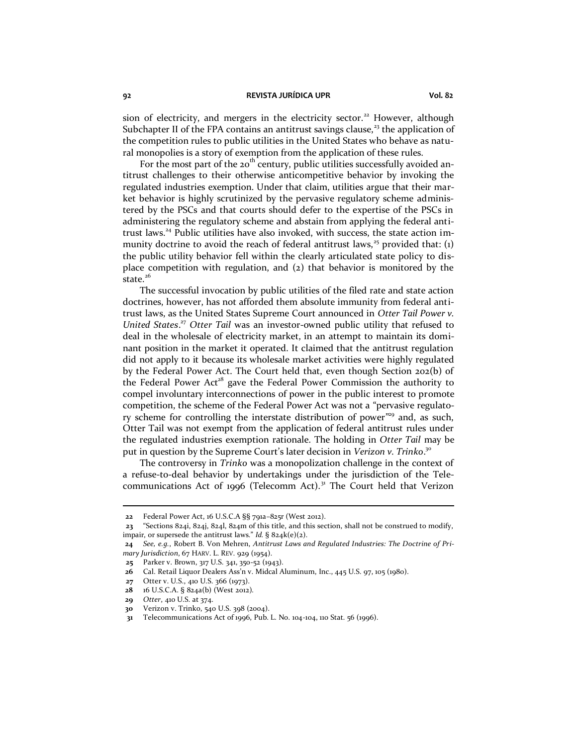sion of electricity, and mergers in the electricity sector.[22] However, although Subchapter II of the FPA contains an antitrust savings clause,[23] the application of the competition rules to public utilities in the United States who behave as natural monopolies is a story of exemption from the application of these rules.

For the most part of the 20th century, public utilities successfully avoided antitrust challenges to their otherwise anticompetitive behavior by invoking the regulated industries exemption. Under that claim, utilities argue that their market behavior is highly scrutinized by the pervasive regulatory scheme administered by the PSCs and that courts should defer to the expertise of the PSCs in administering the regulatory scheme and abstain from applying the federal antitrust laws.[24] Public utilities have also invoked, with success, the state action immunity doctrine to avoid the reach of federal antitrust laws,[25] provided that: (1) the public utility behavior fell within the clearly articulated state policy to displace competition with regulation, and (2) that behavior is monitored by the state.[26]

The successful invocation by public utilities of the filed rate and state action doctrines, however, has not afforded them absolute immunity from federal antitrust laws, as the United States Supreme Court announced in *Otter Tail Power v. United States*.[27] *Otter Tail* was an investor-owned public utility that refused to deal in the wholesale of electricity market, in an attempt to maintain its dominant position in the market it operated. It claimed that the antitrust regulation did not apply to it because its wholesale market activities were highly regulated by the Federal Power Act. The Court held that, even though Section 202(b) of the Federal Power Act[28] gave the Federal Power Commission the authority to compel involuntary interconnections of power in the public interest to promote competition, the scheme of the Federal Power Act was not a "pervasive regulatory scheme for controlling the interstate distribution of power"[29] and, as such, Otter Tail was not exempt from the application of federal antitrust rules under the regulated industries exemption rationale. The holding in *Otter Tail* may be put in question by the Supreme Court's later decision in *Verizon v. Trinko*.[30]

The controversy in *Trinko* was a monopolization challenge in the context of a refuse-to-deal behavior by undertakings under the jurisdiction of the Telecommunications Act of 1996 (Telecomm Act).[31] The Court held that Verizon

---

22 Federal Power Act, 16 U.S.C.A §§ 791a–825r (West 2012).

23 "Sections 824i, 824j, 824l, 824m of this title, and this section, shall not be construed to modify, impair, or supersede the antitrust laws." *Id.* § 824k(e)(2).

24 *See, e.g.*, Robert B. Von Mehren, *Antitrust Laws and Regulated Industries: The Doctrine of Primary Jurisdiction*, 67 HARV. L. REV. 929 (1954).

25 Parker v. Brown, 317 U.S. 341, 350-52 (1943).

26 Cal. Retail Liquor Dealers Ass'n v. Midcal Aluminum, Inc., 445 U.S. 97, 105 (1980).

27 Otter v. U.S., 410 U.S. 366 (1973).

28 16 U.S.C.A. § 824a(b) (West 2012).

29 *Otter*, 410 U.S. at 374.

30 Verizon v. Trinko, 540 U.S. 398 (2004).

31 Telecommunications Act of 1996, Pub. L. No. 104-104, 110 Stat. 56 (1996).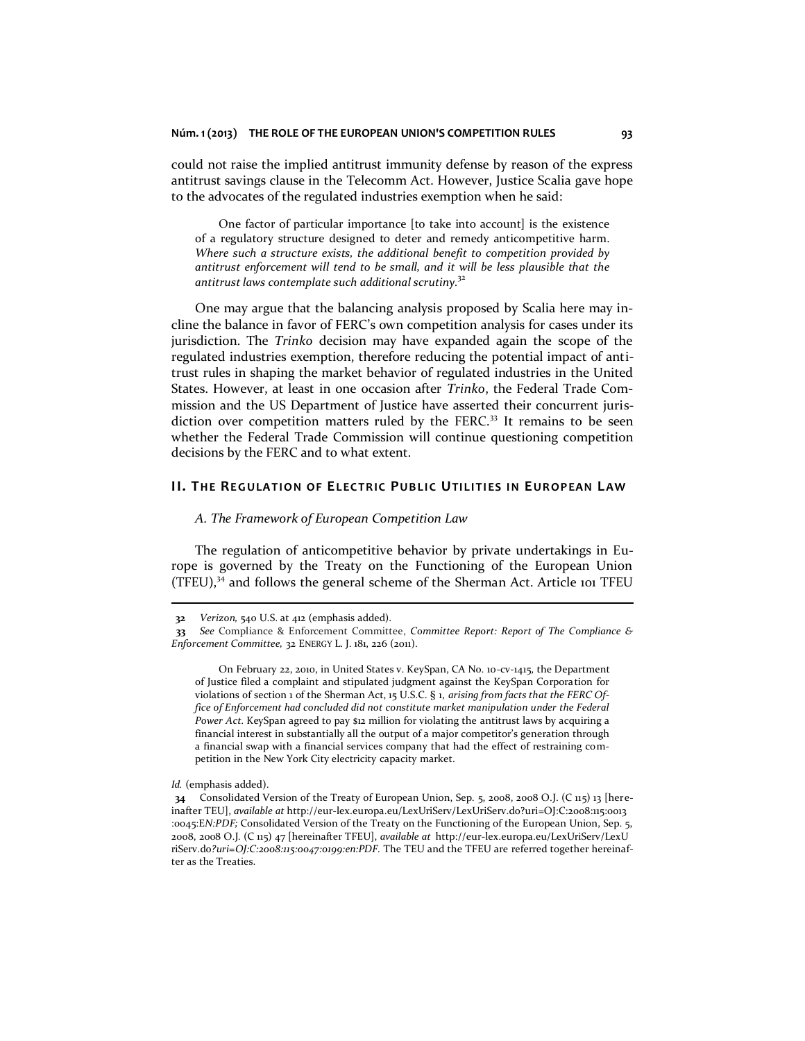could not raise the implied antitrust immunity defense by reason of the express antitrust savings clause in the Telecomm Act. However, Justice Scalia gave hope to the advocates of the regulated industries exemption when he said:

> One factor of particular importance [to take into account] is the existence of a regulatory structure designed to deter and remedy anticompetitive harm. *Where such a structure exists, the additional benefit to competition provided by antitrust enforcement will tend to be small, and it will be less plausible that the antitrust laws contemplate such additional scrutiny.*[32]

One may argue that the balancing analysis proposed by Scalia here may incline the balance in favor of FERC's own competition analysis for cases under its jurisdiction. The *Trinko* decision may have expanded again the scope of the regulated industries exemption, therefore reducing the potential impact of antitrust rules in shaping the market behavior of regulated industries in the United States. However, at least in one occasion after *Trinko*, the Federal Trade Commission and the US Department of Justice have asserted their concurrent jurisdiction over competition matters ruled by the FERC.[33] It remains to be seen whether the Federal Trade Commission will continue questioning competition decisions by the FERC and to what extent.

## II. The Regulation of Electric Public Utilities in European Law

### *A. The Framework of European Competition Law*

The regulation of anticompetitive behavior by private undertakings in Europe is governed by the Treaty on the Functioning of the European Union (TFEU),[34] and follows the general scheme of the Sherman Act. Article 101 TFEU

---

**32** *Verizon*, 540 U.S. at 412 (emphasis added).

**33** *See* Compliance & Enforcement Committee, *Committee Report: Report of The Compliance & Enforcement Committee,* 32 ENERGY L. J. 181, 226 (2011).

> On February 22, 2010, in United States v. KeySpan, CA No. 10-cv-1415, the Department of Justice filed a complaint and stipulated judgment against the KeySpan Corporation for violations of section 1 of the Sherman Act, 15 U.S.C. § 1, *arising from facts that the FERC Office of Enforcement had concluded did not constitute market manipulation under the Federal Power Act.* KeySpan agreed to pay $12 million for violating the antitrust laws by acquiring a financial interest in substantially all the output of a major competitor's generation through a financial swap with a financial services company that had the effect of restraining competition in the New York City electricity capacity market.

*Id.* (emphasis added).

**34** Consolidated Version of the Treaty of European Union, Sep. 5, 2008, 2008 O.J. (C 115) 13 [hereinafter TEU], *available at* http://eur-lex.europa.eu/LexUriServ/LexUriServ.do?uri=OJ:C:2008:115:0013:0045:E*N:PDF*; Consolidated Version of the Treaty on the Functioning of the European Union, Sep. 5, 2008, 2008 O.J. (C 115) 47 [hereinafter TFEU], *available at* http://eur-lex.europa.eu/LexUriServ/LexUriServ.do*?uri=OJ:C:2008:115:0047:0199:en:PDF*. The TEU and the TFEU are referred together hereinafter as the Treaties.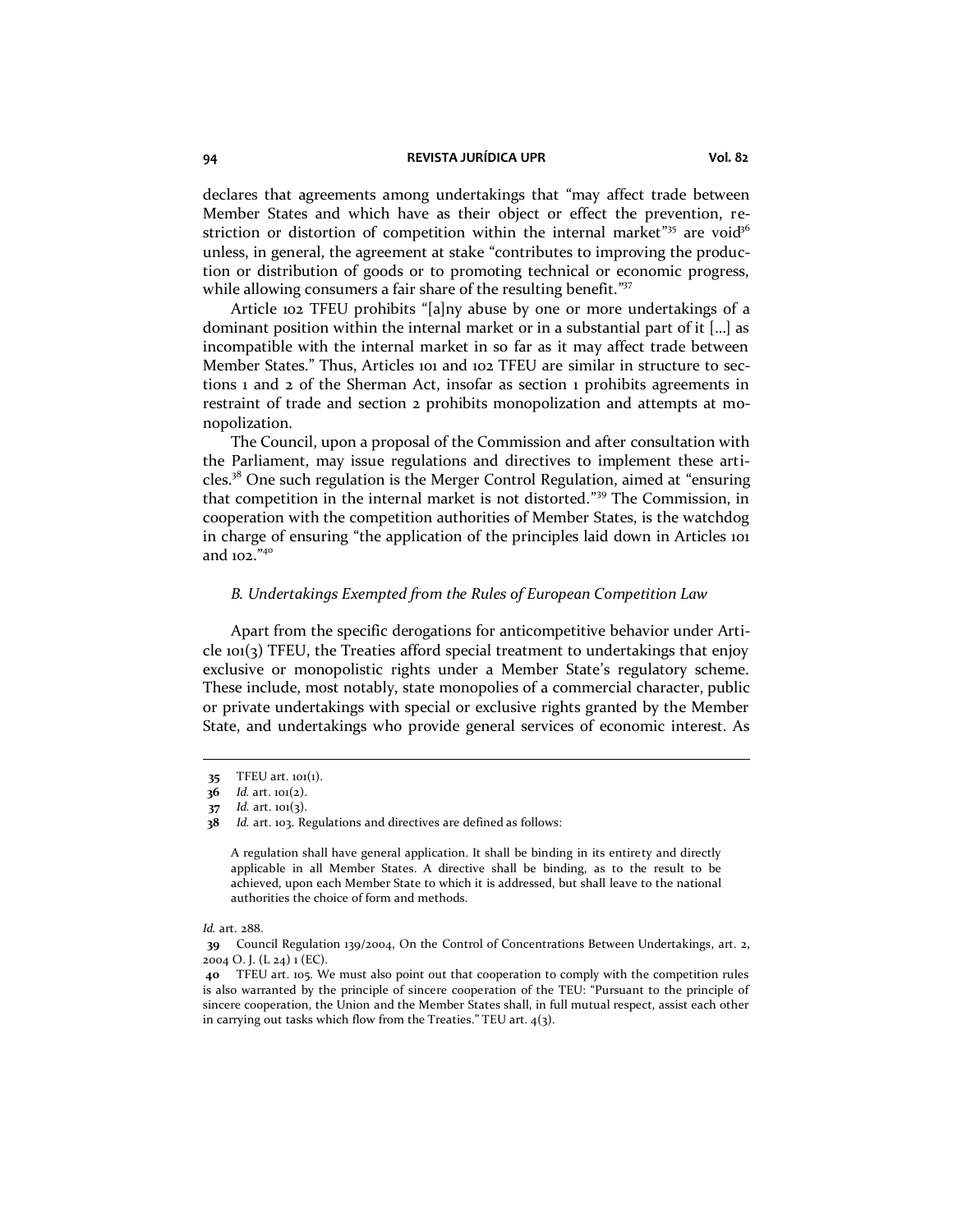declares that agreements among undertakings that "may affect trade between Member States and which have as their object or effect the prevention, restriction or distortion of competition within the internal market"[35] are void[36] unless, in general, the agreement at stake "contributes to improving the production or distribution of goods or to promoting technical or economic progress, while allowing consumers a fair share of the resulting benefit."[37]

Article 102 TFEU prohibits "[a]ny abuse by one or more undertakings of a dominant position within the internal market or in a substantial part of it [...] as incompatible with the internal market in so far as it may affect trade between Member States." Thus, Articles 101 and 102 TFEU are similar in structure to sections 1 and 2 of the Sherman Act, insofar as section 1 prohibits agreements in restraint of trade and section 2 prohibits monopolization and attempts at monopolization.

The Council, upon a proposal of the Commission and after consultation with the Parliament, may issue regulations and directives to implement these articles.[38] One such regulation is the Merger Control Regulation, aimed at "ensuring that competition in the internal market is not distorted."[39] The Commission, in cooperation with the competition authorities of Member States, is the watchdog in charge of ensuring "the application of the principles laid down in Articles 101 and 102."[40]

### *B. Undertakings Exempted from the Rules of European Competition Law*

Apart from the specific derogations for anticompetitive behavior under Article 101(3) TFEU, the Treaties afford special treatment to undertakings that enjoy exclusive or monopolistic rights under a Member State's regulatory scheme. These include, most notably, state monopolies of a commercial character, public or private undertakings with special or exclusive rights granted by the Member State, and undertakings who provide general services of economic interest. As

---

**35** TFEU art. 101(1).

**36** *Id.* art. 101(2).

**37** *Id.* art. 101(3).

**38** *Id.* art. 103. Regulations and directives are defined as follows:

> A regulation shall have general application. It shall be binding in its entirety and directly applicable in all Member States. A directive shall be binding, as to the result to be achieved, upon each Member State to which it is addressed, but shall leave to the national authorities the choice of form and methods.

*Id.* art. 288.

**39** Council Regulation 139/2004, On the Control of Concentrations Between Undertakings, art. 2, 2004 O. J. (L 24) 1 (EC).

**40** TFEU art. 105. We must also point out that cooperation to comply with the competition rules is also warranted by the principle of sincere cooperation of the TEU: "Pursuant to the principle of sincere cooperation, the Union and the Member States shall, in full mutual respect, assist each other in carrying out tasks which flow from the Treaties." TEU art. 4(3).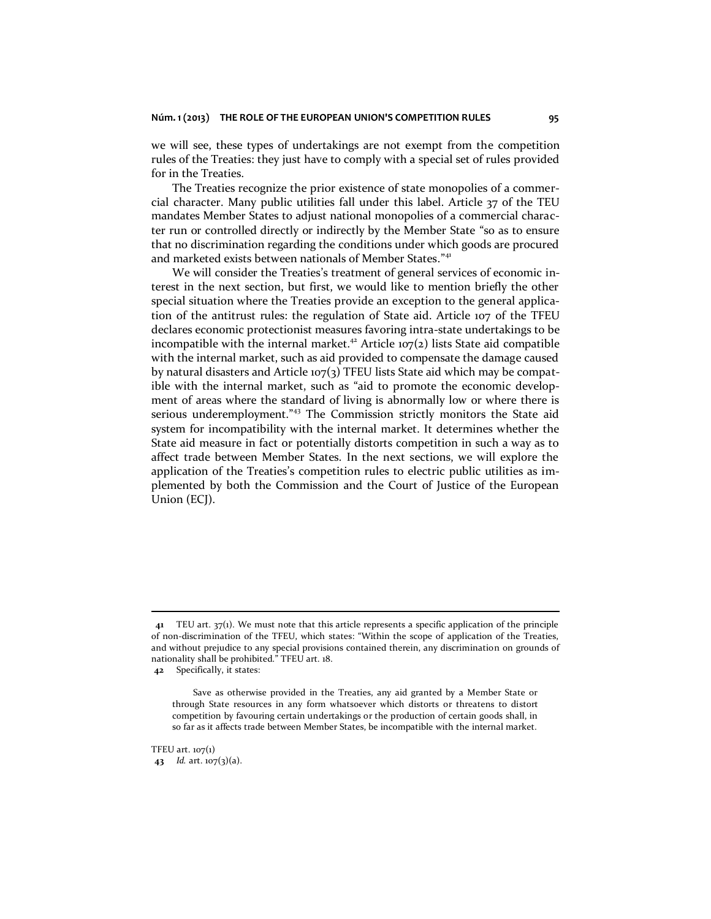we will see, these types of undertakings are not exempt from the competition rules of the Treaties: they just have to comply with a special set of rules provided for in the Treaties.

The Treaties recognize the prior existence of state monopolies of a commercial character. Many public utilities fall under this label. Article 37 of the TEU mandates Member States to adjust national monopolies of a commercial character run or controlled directly or indirectly by the Member State "so as to ensure that no discrimination regarding the conditions under which goods are procured and marketed exists between nationals of Member States."[41]

We will consider the Treaties's treatment of general services of economic interest in the next section, but first, we would like to mention briefly the other special situation where the Treaties provide an exception to the general application of the antitrust rules: the regulation of State aid. Article 107 of the TFEU declares economic protectionist measures favoring intra-state undertakings to be incompatible with the internal market.[42] Article 107(2) lists State aid compatible with the internal market, such as aid provided to compensate the damage caused by natural disasters and Article 107(3) TFEU lists State aid which may be compatible with the internal market, such as "aid to promote the economic development of areas where the standard of living is abnormally low or where there is serious underemployment."[43] The Commission strictly monitors the State aid system for incompatibility with the internal market. It determines whether the State aid measure in fact or potentially distorts competition in such a way as to affect trade between Member States. In the next sections, we will explore the application of the Treaties's competition rules to electric public utilities as implemented by both the Commission and the Court of Justice of the European Union (ECJ).

---

**41** TEU art. 37(1). We must note that this article represents a specific application of the principle of non-discrimination of the TFEU, which states: "Within the scope of application of the Treaties, and without prejudice to any special provisions contained therein, any discrimination on grounds of nationality shall be prohibited." TFEU art. 18.

**42** Specifically, it states:

> Save as otherwise provided in the Treaties, any aid granted by a Member State or through State resources in any form whatsoever which distorts or threatens to distort competition by favouring certain undertakings or the production of certain goods shall, in so far as it affects trade between Member States, be incompatible with the internal market.

TFEU art. 107(1)

**43** *Id.* art. 107(3)(a).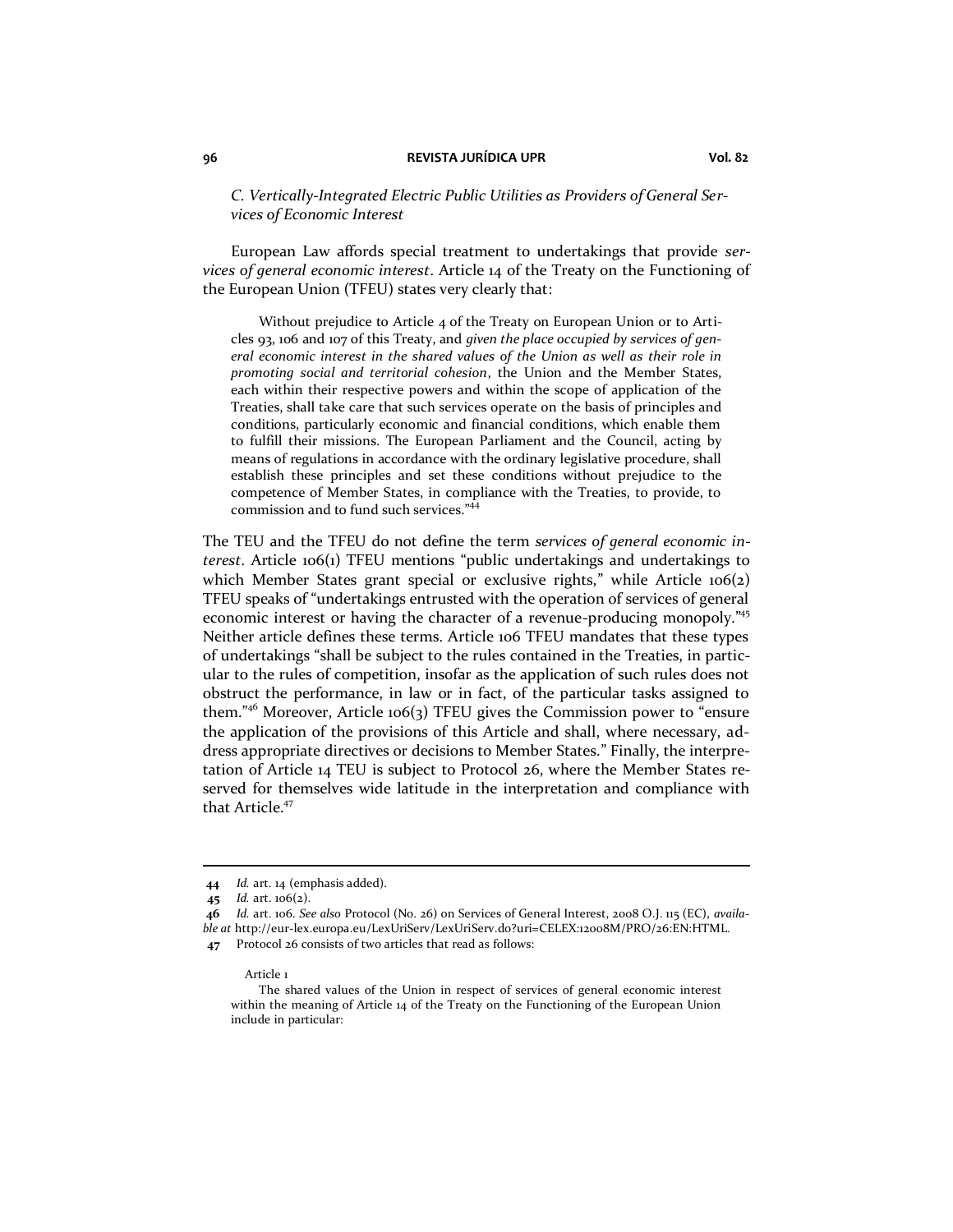### *C. Vertically-Integrated Electric Public Utilities as Providers of General Services of Economic Interest*

European Law affords special treatment to undertakings that provide *services of general economic interest*. Article 14 of the Treaty on the Functioning of the European Union (TFEU) states very clearly that:

> Without prejudice to Article 4 of the Treaty on European Union or to Articles 93, 106 and 107 of this Treaty, and *given the place occupied by services of general economic interest in the shared values of the Union as well as their role in promoting social and territorial cohesion*, the Union and the Member States, each within their respective powers and within the scope of application of the Treaties, shall take care that such services operate on the basis of principles and conditions, particularly economic and financial conditions, which enable them to fulfill their missions. The European Parliament and the Council, acting by means of regulations in accordance with the ordinary legislative procedure, shall establish these principles and set these conditions without prejudice to the competence of Member States, in compliance with the Treaties, to provide, to commission and to fund such services."[44]

The TEU and the TFEU do not define the term *services of general economic interest*. Article 106(1) TFEU mentions "public undertakings and undertakings to which Member States grant special or exclusive rights," while Article 106(2) TFEU speaks of "undertakings entrusted with the operation of services of general economic interest or having the character of a revenue-producing monopoly."[45] Neither article defines these terms. Article 106 TFEU mandates that these types of undertakings "shall be subject to the rules contained in the Treaties, in particular to the rules of competition, insofar as the application of such rules does not obstruct the performance, in law or in fact, of the particular tasks assigned to them."[46] Moreover, Article 106(3) TFEU gives the Commission power to "ensure the application of the provisions of this Article and shall, where necessary, address appropriate directives or decisions to Member States." Finally, the interpretation of Article 14 TEU is subject to Protocol 26, where the Member States reserved for themselves wide latitude in the interpretation and compliance with that Article.[47]

---

**44** *Id.* art. 14 (emphasis added).

**45** *Id.* art. 106(2).

**46** *Id.* art. 106. *See also* Protocol (No. 26) on Services of General Interest, 2008 O.J. 115 (EC), *available at* http://eur-lex.europa.eu/LexUriServ/LexUriServ.do?uri=CELEX:12008M/PRO/26:EN:HTML.

**47** Protocol 26 consists of two articles that read as follows:

> Article 1
>
> The shared values of the Union in respect of services of general economic interest within the meaning of Article 14 of the Treaty on the Functioning of the European Union include in particular: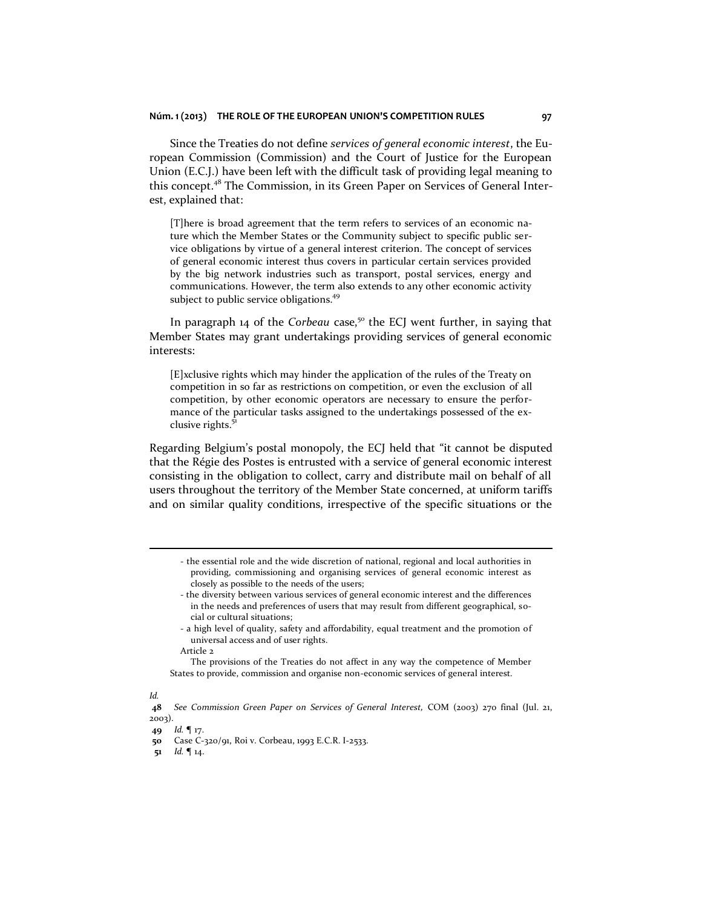Since the Treaties do not define *services of general economic interest*, the European Commission (Commission) and the Court of Justice for the European Union (E.C.J.) have been left with the difficult task of providing legal meaning to this concept.[48] The Commission, in its Green Paper on Services of General Interest, explained that:

> [T]here is broad agreement that the term refers to services of an economic nature which the Member States or the Community subject to specific public service obligations by virtue of a general interest criterion. The concept of services of general economic interest thus covers in particular certain services provided by the big network industries such as transport, postal services, energy and communications. However, the term also extends to any other economic activity subject to public service obligations.[49]

In paragraph 14 of the *Corbeau* case,[50] the ECJ went further, in saying that Member States may grant undertakings providing services of general economic interests:

> [E]xclusive rights which may hinder the application of the rules of the Treaty on competition in so far as restrictions on competition, or even the exclusion of all competition, by other economic operators are necessary to ensure the performance of the particular tasks assigned to the undertakings possessed of the exclusive rights.[51]

Regarding Belgium's postal monopoly, the ECJ held that "it cannot be disputed that the Régie des Postes is entrusted with a service of general economic interest consisting in the obligation to collect, carry and distribute mail on behalf of all users throughout the territory of the Member State concerned, at uniform tariffs and on similar quality conditions, irrespective of the specific situations or the

---

- the essential role and the wide discretion of national, regional and local authorities in providing, commissioning and organising services of general economic interest as closely as possible to the needs of the users;
- the diversity between various services of general economic interest and the differences in the needs and preferences of users that may result from different geographical, social or cultural situations;
- a high level of quality, safety and affordability, equal treatment and the promotion of universal access and of user rights.

Article 2

The provisions of the Treaties do not affect in any way the competence of Member States to provide, commission and organise non-economic services of general interest.

*Id.*

**48** *See Commission Green Paper on Services of General Interest,* COM (2003) 270 final (Jul. 21, 2003).

**49** *Id.* ¶ 17.

**50** Case C-320/91, Roi v. Corbeau, 1993 E.C.R. I-2533.

**51** *Id.* ¶ 14.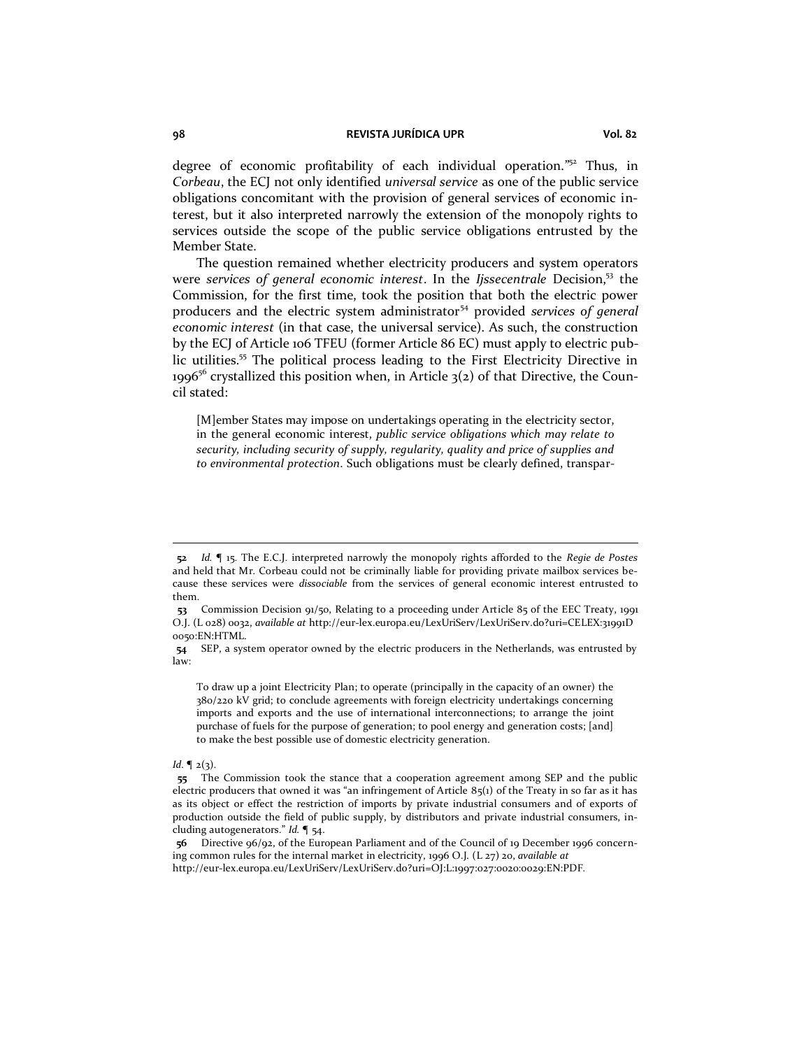degree of economic profitability of each individual operation."[52] Thus, in *Corbeau*, the ECJ not only identified *universal service* as one of the public service obligations concomitant with the provision of general services of economic interest, but it also interpreted narrowly the extension of the monopoly rights to services outside the scope of the public service obligations entrusted by the Member State.

The question remained whether electricity producers and system operators were *services of general economic interest*. In the *Ijssecentrale* Decision,[53] the Commission, for the first time, took the position that both the electric power producers and the electric system administrator[54] provided *services of general economic interest* (in that case, the universal service). As such, the construction by the ECJ of Article 106 TFEU (former Article 86 EC) must apply to electric public utilities.[55] The political process leading to the First Electricity Directive in 1996[56] crystallized this position when, in Article 3(2) of that Directive, the Council stated:

> [M]ember States may impose on undertakings operating in the electricity sector, in the general economic interest, *public service obligations which may relate to security, including security of supply, regularity, quality and price of supplies and to environmental protection*. Such obligations must be clearly defined, transpar-

---

52 *Id.* ¶ 15. The E.C.J. interpreted narrowly the monopoly rights afforded to the *Regie de Postes* and held that Mr. Corbeau could not be criminally liable for providing private mailbox services because these services were *dissociable* from the services of general economic interest entrusted to them.

53 Commission Decision 91/50, Relating to a proceeding under Article 85 of the EEC Treaty, 1991 O.J. (L 028) 0032, *available at* http://eur-lex.europa.eu/LexUriServ/LexUriServ.do?uri=CELEX:31991D0050:EN:HTML.

54 SEP, a system operator owned by the electric producers in the Netherlands, was entrusted by law:

> To draw up a joint Electricity Plan; to operate (principally in the capacity of an owner) the 380/220 kV grid; to conclude agreements with foreign electricity undertakings concerning imports and exports and the use of international interconnections; to arrange the joint purchase of fuels for the purpose of generation; to pool energy and generation costs; [and] to make the best possible use of domestic electricity generation.

*Id.* ¶ 2(3).

55 The Commission took the stance that a cooperation agreement among SEP and the public electric producers that owned it was "an infringement of Article 85(1) of the Treaty in so far as it has as its object or effect the restriction of imports by private industrial consumers and of exports of production outside the field of public supply, by distributors and private industrial consumers, including autogenerators." *Id.* ¶ 54.

56 Directive 96/92, of the European Parliament and of the Council of 19 December 1996 concerning common rules for the internal market in electricity, 1996 O.J. (L 27) 20, *available at* http://eur-lex.europa.eu/LexUriServ/LexUriServ.do?uri=OJ:L:1997:027:0020:0029:EN:PDF.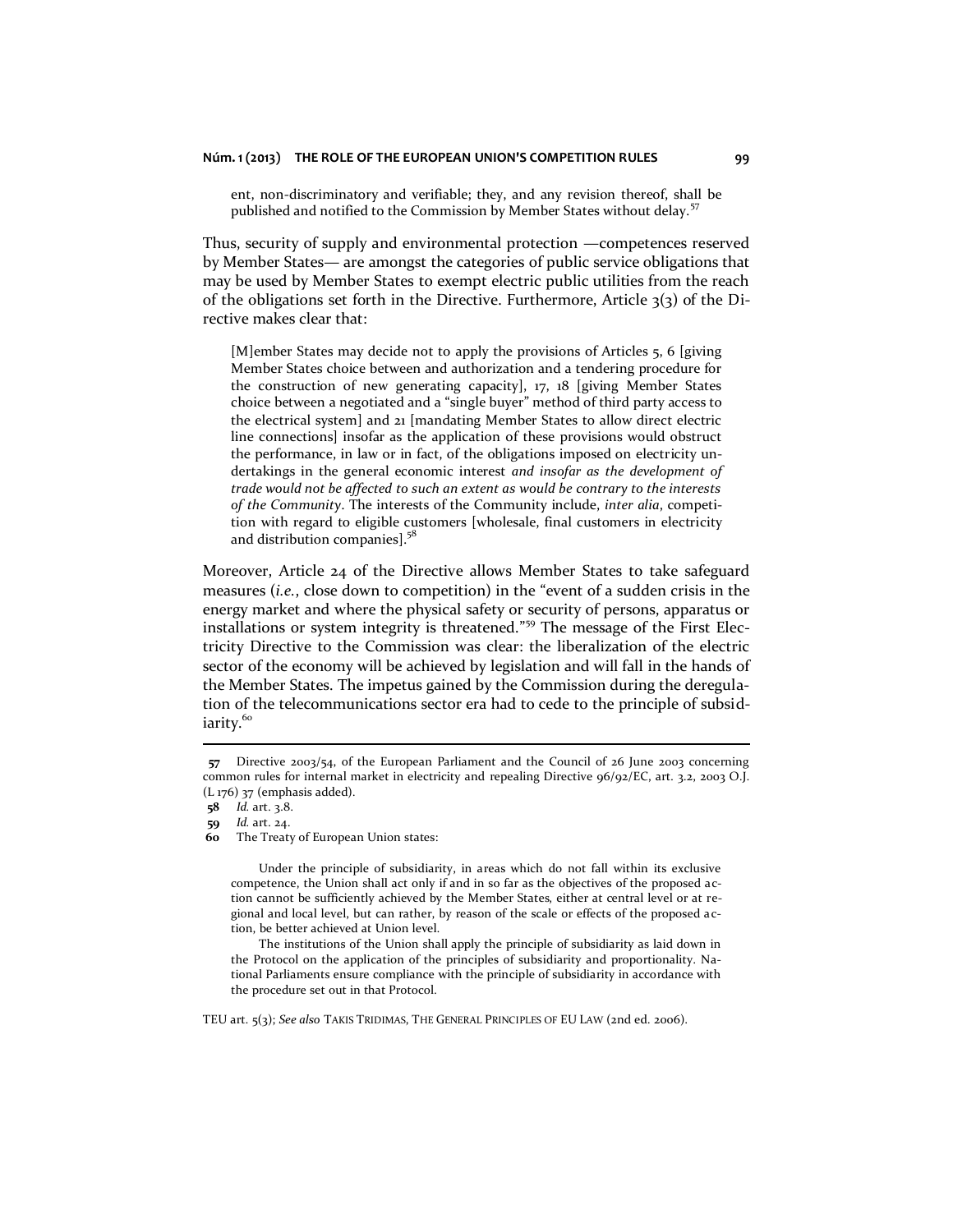> ent, non-discriminatory and verifiable; they, and any revision thereof, shall be published and notified to the Commission by Member States without delay.[57]

Thus, security of supply and environmental protection —competences reserved by Member States— are amongst the categories of public service obligations that may be used by Member States to exempt electric public utilities from the reach of the obligations set forth in the Directive. Furthermore, Article 3(3) of the Directive makes clear that:

> [M]ember States may decide not to apply the provisions of Articles 5, 6 [giving Member States choice between and authorization and a tendering procedure for the construction of new generating capacity], 17, 18 [giving Member States choice between a negotiated and a "single buyer" method of third party access to the electrical system] and 21 [mandating Member States to allow direct electric line connections] insofar as the application of these provisions would obstruct the performance, in law or in fact, of the obligations imposed on electricity undertakings in the general economic interest *and insofar as the development of trade would not be affected to such an extent as would be contrary to the interests of the Community*. The interests of the Community include, *inter alia*, competition with regard to eligible customers [wholesale, final customers in electricity and distribution companies].[58]

Moreover, Article 24 of the Directive allows Member States to take safeguard measures (*i.e.*, close down to competition) in the "event of a sudden crisis in the energy market and where the physical safety or security of persons, apparatus or installations or system integrity is threatened."[59] The message of the First Electricity Directive to the Commission was clear: the liberalization of the electric sector of the economy will be achieved by legislation and will fall in the hands of the Member States. The impetus gained by the Commission during the deregulation of the telecommunications sector era had to cede to the principle of subsidiarity.[60]

---

**57** Directive 2003/54, of the European Parliament and the Council of 26 June 2003 concerning common rules for internal market in electricity and repealing Directive 96/92/EC, art. 3.2, 2003 O.J. (L 176) 37 (emphasis added).

**58** *Id.* art. 3.8.

**59** *Id.* art. 24.

**60** The Treaty of European Union states:

> Under the principle of subsidiarity, in areas which do not fall within its exclusive competence, the Union shall act only if and in so far as the objectives of the proposed action cannot be sufficiently achieved by the Member States, either at central level or at regional and local level, but can rather, by reason of the scale or effects of the proposed action, be better achieved at Union level.
>
> The institutions of the Union shall apply the principle of subsidiarity as laid down in the Protocol on the application of the principles of subsidiarity and proportionality. National Parliaments ensure compliance with the principle of subsidiarity in accordance with the procedure set out in that Protocol.

TEU art. 5(3); *See also* TAKIS TRIDIMAS, THE GENERAL PRINCIPLES OF EU LAW (2nd ed. 2006).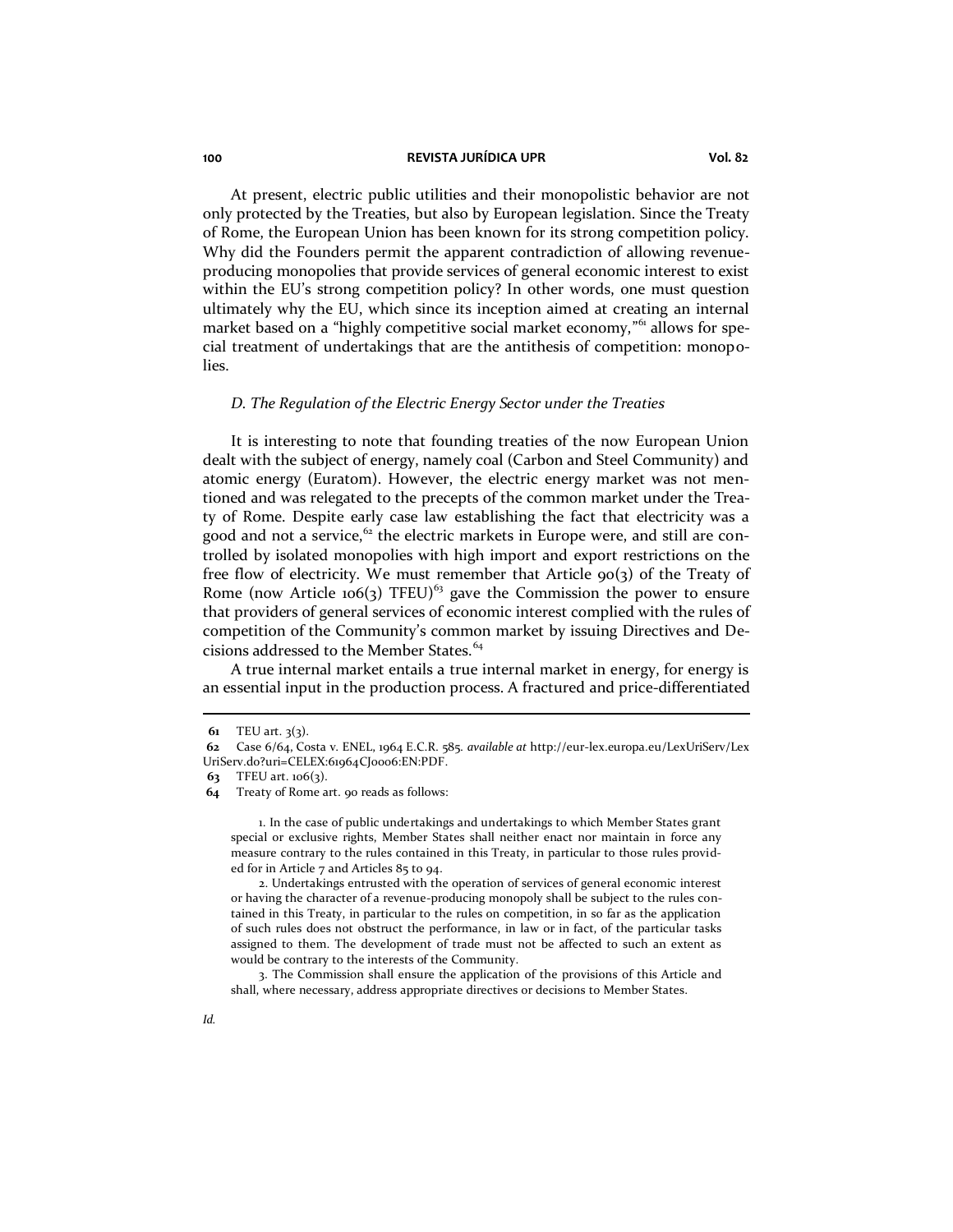At present, electric public utilities and their monopolistic behavior are not only protected by the Treaties, but also by European legislation. Since the Treaty of Rome, the European Union has been known for its strong competition policy. Why did the Founders permit the apparent contradiction of allowing revenue-producing monopolies that provide services of general economic interest to exist within the EU's strong competition policy? In other words, one must question ultimately why the EU, which since its inception aimed at creating an internal market based on a "highly competitive social market economy,"[61] allows for special treatment of undertakings that are the antithesis of competition: monopolies.

### *D. The Regulation of the Electric Energy Sector under the Treaties*

It is interesting to note that founding treaties of the now European Union dealt with the subject of energy, namely coal (Carbon and Steel Community) and atomic energy (Euratom). However, the electric energy market was not mentioned and was relegated to the precepts of the common market under the Treaty of Rome. Despite early case law establishing the fact that electricity was a good and not a service,[62] the electric markets in Europe were, and still are controlled by isolated monopolies with high import and export restrictions on the free flow of electricity. We must remember that Article 90(3) of the Treaty of Rome (now Article 106(3) TFEU)[63] gave the Commission the power to ensure that providers of general services of economic interest complied with the rules of competition of the Community's common market by issuing Directives and Decisions addressed to the Member States.[64]

A true internal market entails a true internal market in energy, for energy is an essential input in the production process. A fractured and price-differentiated

---

**61** TEU art. 3(3).

**62** Case 6/64, Costa v. ENEL, 1964 E.C.R. 585. *available at* http://eur-lex.europa.eu/LexUriServ/LexUriServ.do?uri=CELEX:61964CJ0006:EN:PDF.

**63** TFEU art. 106(3).

**64** Treaty of Rome art. 90 reads as follows:

> 1. In the case of public undertakings and undertakings to which Member States grant special or exclusive rights, Member States shall neither enact nor maintain in force any measure contrary to the rules contained in this Treaty, in particular to those rules provided for in Article 7 and Articles 85 to 94.
>
> 2. Undertakings entrusted with the operation of services of general economic interest or having the character of a revenue-producing monopoly shall be subject to the rules contained in this Treaty, in particular to the rules on competition, in so far as the application of such rules does not obstruct the performance, in law or in fact, of the particular tasks assigned to them. The development of trade must not be affected to such an extent as would be contrary to the interests of the Community.
>
> 3. The Commission shall ensure the application of the provisions of this Article and shall, where necessary, address appropriate directives or decisions to Member States.

*Id.*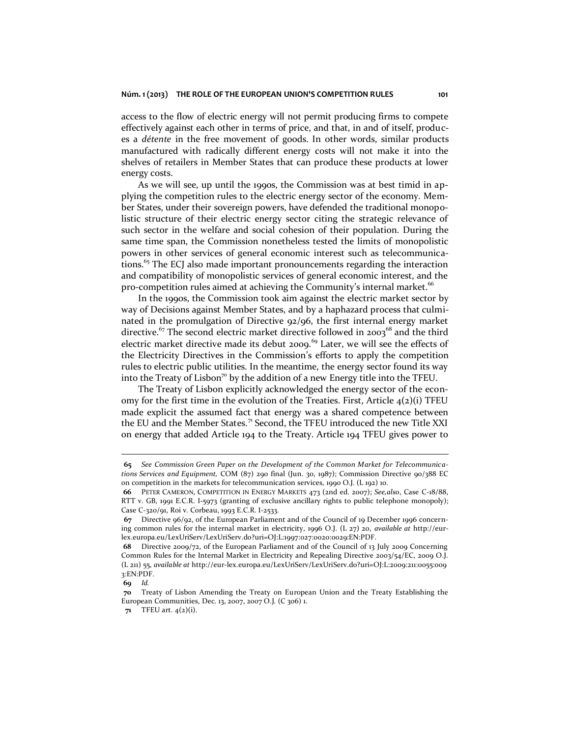access to the flow of electric energy will not permit producing firms to compete effectively against each other in terms of price, and that, in and of itself, produces a *détente* in the free movement of goods. In other words, similar products manufactured with radically different energy costs will not make it into the shelves of retailers in Member States that can produce these products at lower energy costs.

As we will see, up until the 1990s, the Commission was at best timid in applying the competition rules to the electric energy sector of the economy. Member States, under their sovereign powers, have defended the traditional monopolistic structure of their electric energy sector citing the strategic relevance of such sector in the welfare and social cohesion of their population. During the same time span, the Commission nonetheless tested the limits of monopolistic powers in other services of general economic interest such as telecommunications.[65] The ECJ also made important pronouncements regarding the interaction and compatibility of monopolistic services of general economic interest, and the pro-competition rules aimed at achieving the Community's internal market.[66]

In the 1990s, the Commission took aim against the electric market sector by way of Decisions against Member States, and by a haphazard process that culminated in the promulgation of Directive 92/96, the first internal energy market directive.[67] The second electric market directive followed in 2003[68] and the third electric market directive made its debut 2009.[69] Later, we will see the effects of the Electricity Directives in the Commission's efforts to apply the competition rules to electric public utilities. In the meantime, the energy sector found its way into the Treaty of Lisbon[70] by the addition of a new Energy title into the TFEU.

The Treaty of Lisbon explicitly acknowledged the energy sector of the economy for the first time in the evolution of the Treaties. First, Article 4(2)(i) TFEU made explicit the assumed fact that energy was a shared competence between the EU and the Member States.[71] Second, the TFEU introduced the new Title XXI on energy that added Article 194 to the Treaty. Article 194 TFEU gives power to

---

**65** *See Commission Green Paper on the Development of the Common Market for Telecommunications Services and Equipment,* COM (87) 290 final (Jun. 30, 1987); Commission Directive 90/388 EC on competition in the markets for telecommunication services, 1990 O.J. (L 192) 10.

**66** PETER CAMERON, COMPETITION IN ENERGY MARKETS 473 (2nd ed. 2007); *See,also*, Case C-18/88, RTT v. GB, 1991 E.C.R. I-5973 (granting of exclusive ancillary rights to public telephone monopoly); Case C-320/91, Roi v. Corbeau, 1993 E.C.R. I-2533.

**67** Directive 96/92, of the European Parliament and of the Council of 19 December 1996 concerning common rules for the internal market in electricity, 1996 O.J. (L 27) 20, *available at* http://eur-lex.europa.eu/LexUriServ/LexUriServ.do?uri=OJ:L:1997:027:0020:0029:EN:PDF.

**68** Directive 2009/72, of the European Parliament and of the Council of 13 July 2009 Concerning Common Rules for the Internal Market in Electricity and Repealing Directive 2003/54/EC, 2009 O.J. (L 211) 55, *available at* http://eur-lex.europa.eu/LexUriServ/LexUriServ.do?uri=OJ:L:2009:211:0055:0093:EN:PDF.

**69** *Id.*

**70** Treaty of Lisbon Amending the Treaty on European Union and the Treaty Establishing the European Communities, Dec. 13, 2007, 2007 O.J. (C 306) 1.

**71** TFEU art. 4(2)(i).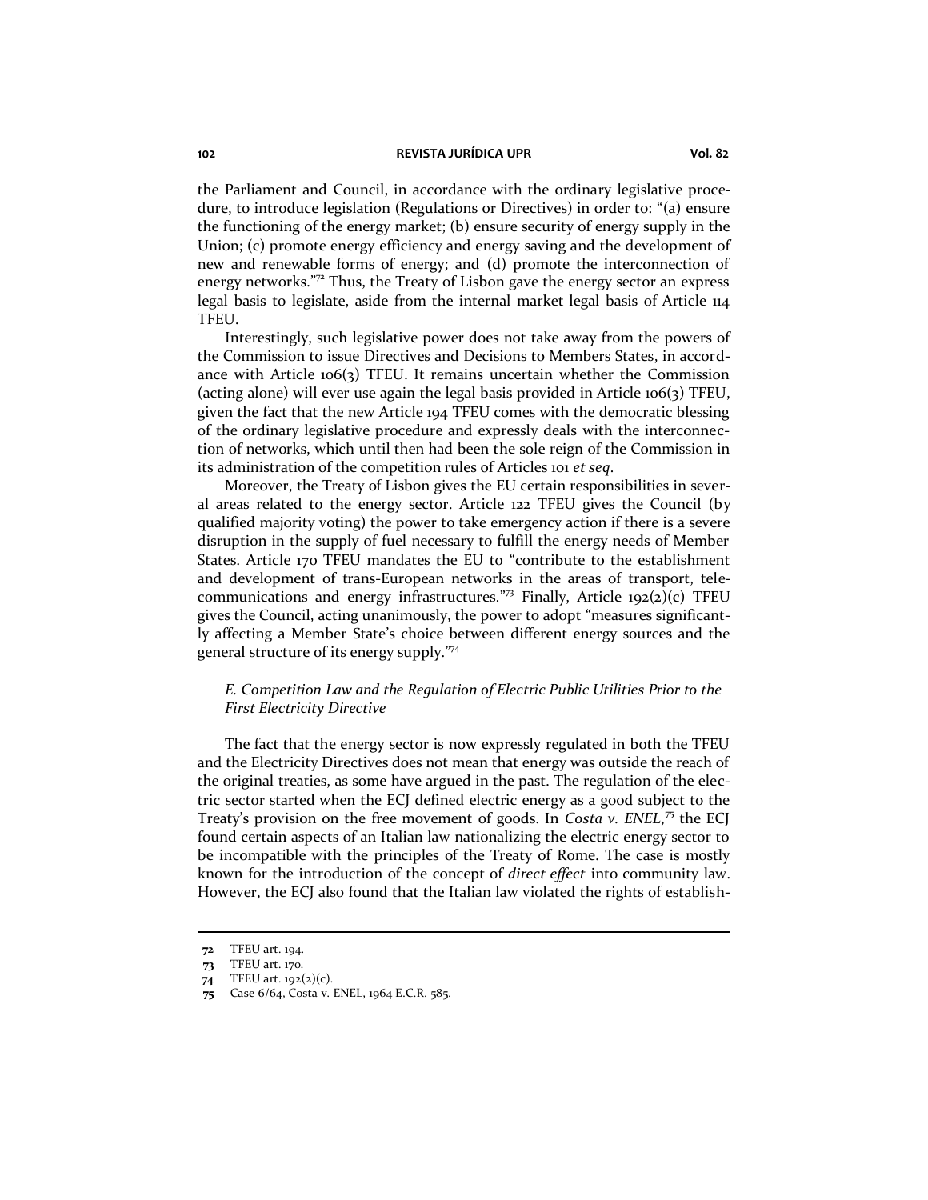the Parliament and Council, in accordance with the ordinary legislative procedure, to introduce legislation (Regulations or Directives) in order to: "(a) ensure the functioning of the energy market; (b) ensure security of energy supply in the Union; (c) promote energy efficiency and energy saving and the development of new and renewable forms of energy; and (d) promote the interconnection of energy networks."[72] Thus, the Treaty of Lisbon gave the energy sector an express legal basis to legislate, aside from the internal market legal basis of Article 114 TFEU.

Interestingly, such legislative power does not take away from the powers of the Commission to issue Directives and Decisions to Members States, in accordance with Article 106(3) TFEU. It remains uncertain whether the Commission (acting alone) will ever use again the legal basis provided in Article 106(3) TFEU, given the fact that the new Article 194 TFEU comes with the democratic blessing of the ordinary legislative procedure and expressly deals with the interconnection of networks, which until then had been the sole reign of the Commission in its administration of the competition rules of Articles 101 *et seq*.

Moreover, the Treaty of Lisbon gives the EU certain responsibilities in several areas related to the energy sector. Article 122 TFEU gives the Council (by qualified majority voting) the power to take emergency action if there is a severe disruption in the supply of fuel necessary to fulfill the energy needs of Member States. Article 170 TFEU mandates the EU to "contribute to the establishment and development of trans-European networks in the areas of transport, telecommunications and energy infrastructures."[73] Finally, Article 192(2)(c) TFEU gives the Council, acting unanimously, the power to adopt "measures significantly affecting a Member State's choice between different energy sources and the general structure of its energy supply."[74]

### *E. Competition Law and the Regulation of Electric Public Utilities Prior to the First Electricity Directive*

The fact that the energy sector is now expressly regulated in both the TFEU and the Electricity Directives does not mean that energy was outside the reach of the original treaties, as some have argued in the past. The regulation of the electric sector started when the ECJ defined electric energy as a good subject to the Treaty's provision on the free movement of goods. In *Costa v. ENEL*,[75] the ECJ found certain aspects of an Italian law nationalizing the electric energy sector to be incompatible with the principles of the Treaty of Rome. The case is mostly known for the introduction of the concept of *direct effect* into community law. However, the ECJ also found that the Italian law violated the rights of establish-

---

72 TFEU art. 194.

73 TFEU art. 170.

74 TFEU art. 192(2)(c).

75 Case 6/64, Costa v. ENEL, 1964 E.C.R. 585.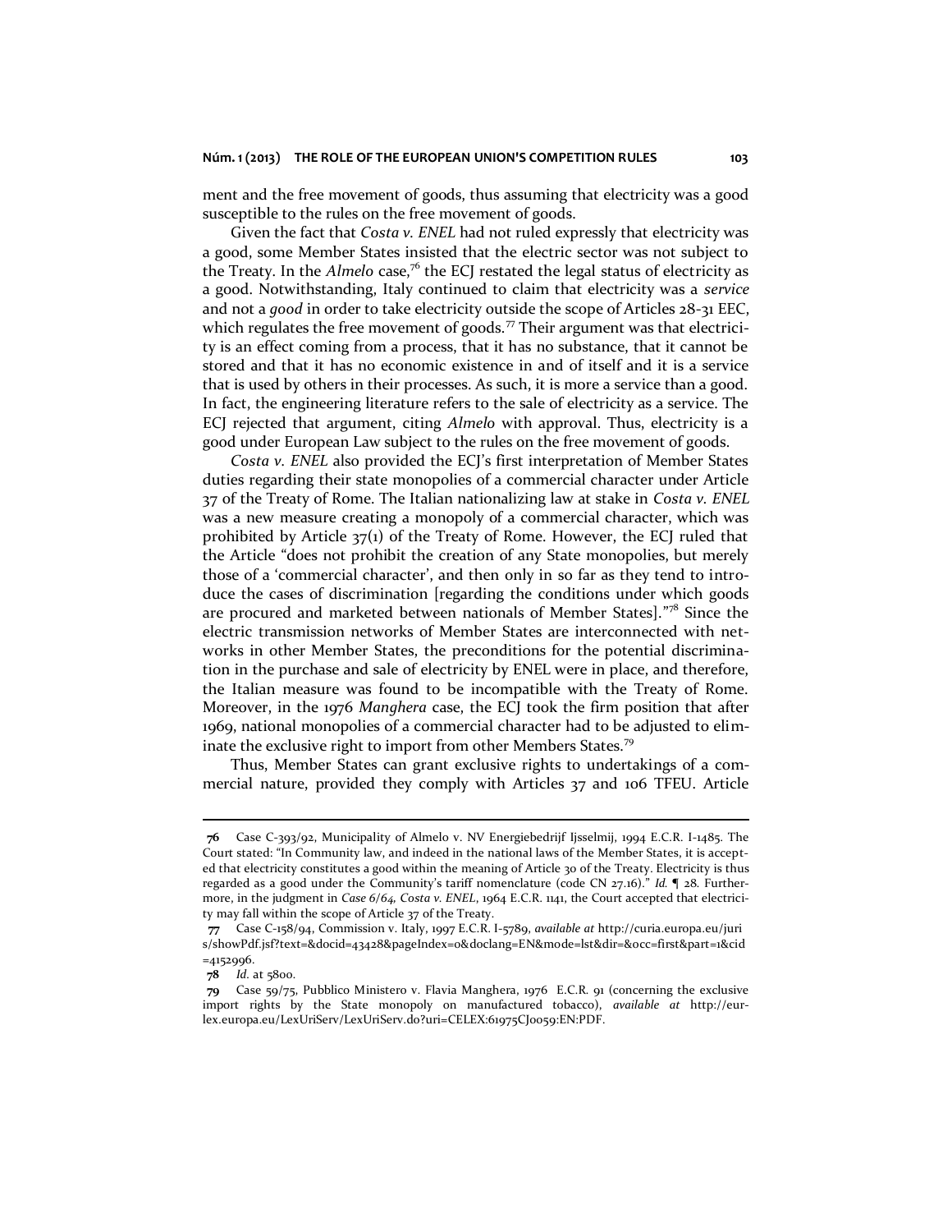ment and the free movement of goods, thus assuming that electricity was a good susceptible to the rules on the free movement of goods.

Given the fact that *Costa v. ENEL* had not ruled expressly that electricity was a good, some Member States insisted that the electric sector was not subject to the Treaty. In the *Almelo* case,[76] the ECJ restated the legal status of electricity as a good. Notwithstanding, Italy continued to claim that electricity was a *service* and not a *good* in order to take electricity outside the scope of Articles 28-31 EEC, which regulates the free movement of goods.[77] Their argument was that electricity is an effect coming from a process, that it has no substance, that it cannot be stored and that it has no economic existence in and of itself and it is a service that is used by others in their processes. As such, it is more a service than a good. In fact, the engineering literature refers to the sale of electricity as a service. The ECJ rejected that argument, citing *Almelo* with approval. Thus, electricity is a good under European Law subject to the rules on the free movement of goods.

*Costa v. ENEL* also provided the ECJ's first interpretation of Member States duties regarding their state monopolies of a commercial character under Article 37 of the Treaty of Rome. The Italian nationalizing law at stake in *Costa v. ENEL* was a new measure creating a monopoly of a commercial character, which was prohibited by Article 37(1) of the Treaty of Rome. However, the ECJ ruled that the Article "does not prohibit the creation of any State monopolies, but merely those of a 'commercial character', and then only in so far as they tend to introduce the cases of discrimination [regarding the conditions under which goods are procured and marketed between nationals of Member States]."[78] Since the electric transmission networks of Member States are interconnected with networks in other Member States, the preconditions for the potential discrimination in the purchase and sale of electricity by ENEL were in place, and therefore, the Italian measure was found to be incompatible with the Treaty of Rome. Moreover, in the 1976 *Manghera* case, the ECJ took the firm position that after 1969, national monopolies of a commercial character had to be adjusted to eliminate the exclusive right to import from other Members States.[79]

Thus, Member States can grant exclusive rights to undertakings of a commercial nature, provided they comply with Articles 37 and 106 TFEU. Article

---

**76** Case C-393/92, Municipality of Almelo v. NV Energiebedrijf Ijsselmij, 1994 E.C.R. I-1485. The Court stated: "In Community law, and indeed in the national laws of the Member States, it is accepted that electricity constitutes a good within the meaning of Article 30 of the Treaty. Electricity is thus regarded as a good under the Community's tariff nomenclature (code CN 27.16)." *Id.* ¶ 28. Furthermore, in the judgment in *Case 6/64, Costa v. ENEL*, 1964 E.C.R. 1141, the Court accepted that electricity may fall within the scope of Article 37 of the Treaty.

**77** Case C-158/94, Commission v. Italy, 1997 E.C.R. I-5789, *available at* http://curia.europa.eu/juris/showPdf.jsf?text=&docid=43428&pageIndex=0&doclang=EN&mode=lst&dir=&occ=first&part=1&cid=4152996.

**78** *Id.* at 5800.

**79** Case 59/75, Pubblico Ministero v. Flavia Manghera, 1976 E.C.R. 91 (concerning the exclusive import rights by the State monopoly on manufactured tobacco), *available at* http://eur-lex.europa.eu/LexUriServ/LexUriServ.do?uri=CELEX:61975CJ0059:EN:PDF.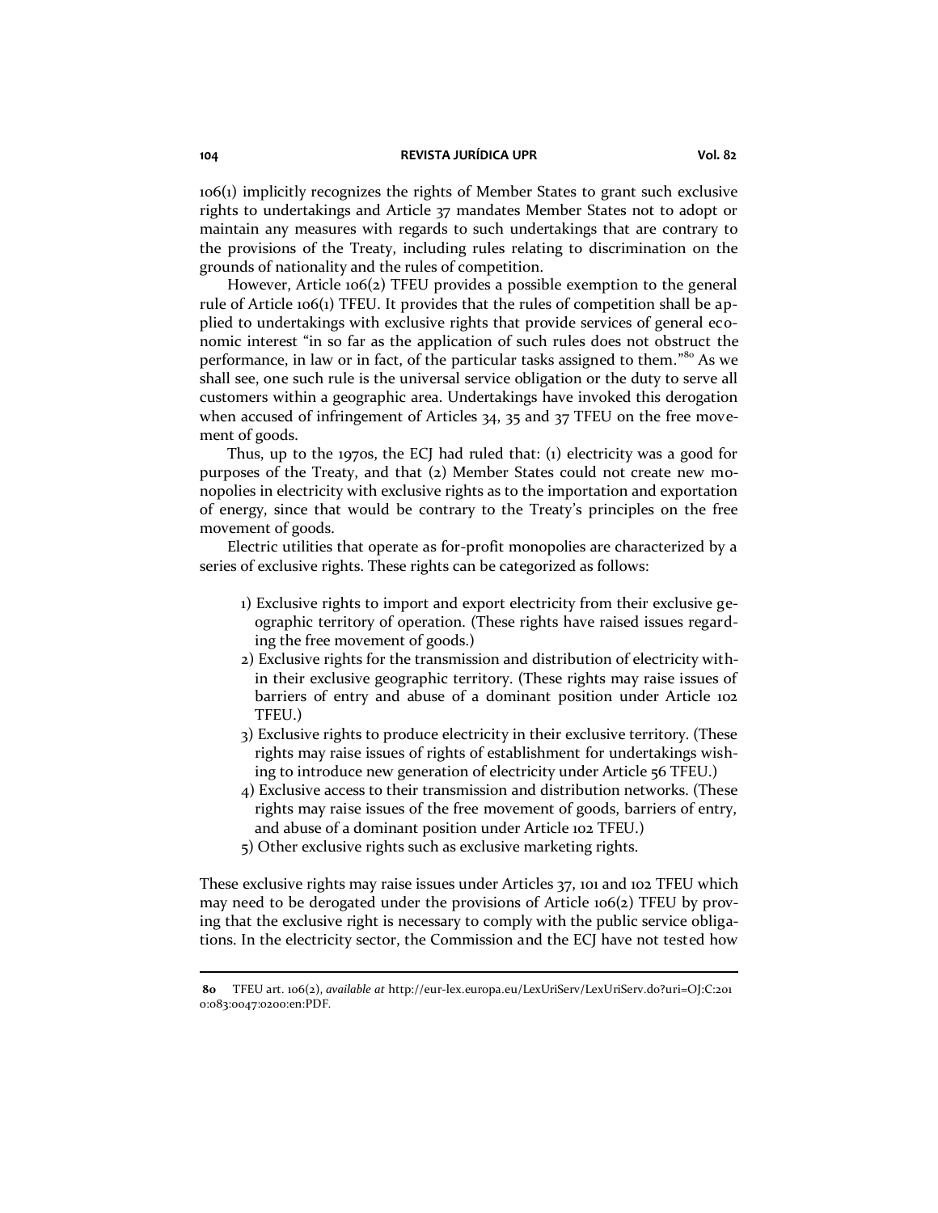106(1) implicitly recognizes the rights of Member States to grant such exclusive rights to undertakings and Article 37 mandates Member States not to adopt or maintain any measures with regards to such undertakings that are contrary to the provisions of the Treaty, including rules relating to discrimination on the grounds of nationality and the rules of competition.

However, Article 106(2) TFEU provides a possible exemption to the general rule of Article 106(1) TFEU. It provides that the rules of competition shall be applied to undertakings with exclusive rights that provide services of general economic interest "in so far as the application of such rules does not obstruct the performance, in law or in fact, of the particular tasks assigned to them."[80] As we shall see, one such rule is the universal service obligation or the duty to serve all customers within a geographic area. Undertakings have invoked this derogation when accused of infringement of Articles 34, 35 and 37 TFEU on the free movement of goods.

Thus, up to the 1970s, the ECJ had ruled that: (1) electricity was a good for purposes of the Treaty, and that (2) Member States could not create new monopolies in electricity with exclusive rights as to the importation and exportation of energy, since that would be contrary to the Treaty's principles on the free movement of goods.

Electric utilities that operate as for-profit monopolies are characterized by a series of exclusive rights. These rights can be categorized as follows:

1) Exclusive rights to import and export electricity from their exclusive geographic territory of operation. (These rights have raised issues regarding the free movement of goods.)
2) Exclusive rights for the transmission and distribution of electricity within their exclusive geographic territory. (These rights may raise issues of barriers of entry and abuse of a dominant position under Article 102 TFEU.)
3) Exclusive rights to produce electricity in their exclusive territory. (These rights may raise issues of rights of establishment for undertakings wishing to introduce new generation of electricity under Article 56 TFEU.)
4) Exclusive access to their transmission and distribution networks. (These rights may raise issues of the free movement of goods, barriers of entry, and abuse of a dominant position under Article 102 TFEU.)
5) Other exclusive rights such as exclusive marketing rights.

These exclusive rights may raise issues under Articles 37, 101 and 102 TFEU which may need to be derogated under the provisions of Article 106(2) TFEU by proving that the exclusive right is necessary to comply with the public service obligations. In the electricity sector, the Commission and the ECJ have not tested how

---

80 TFEU art. 106(2), *available at* http://eur-lex.europa.eu/LexUriServ/LexUriServ.do?uri=OJ:C:2010:083:0047:0200:en:PDF.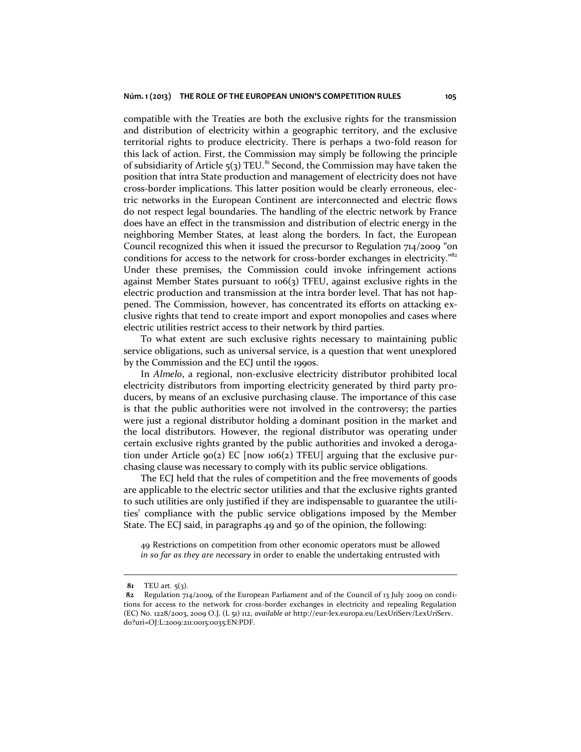compatible with the Treaties are both the exclusive rights for the transmission and distribution of electricity within a geographic territory, and the exclusive territorial rights to produce electricity. There is perhaps a two-fold reason for this lack of action. First, the Commission may simply be following the principle of subsidiarity of Article 5(3) TEU.[81] Second, the Commission may have taken the position that intra State production and management of electricity does not have cross-border implications. This latter position would be clearly erroneous, electric networks in the European Continent are interconnected and electric flows do not respect legal boundaries. The handling of the electric network by France does have an effect in the transmission and distribution of electric energy in the neighboring Member States, at least along the borders. In fact, the European Council recognized this when it issued the precursor to Regulation 714/2009 "on conditions for access to the network for cross-border exchanges in electricity."[82] Under these premises, the Commission could invoke infringement actions against Member States pursuant to 106(3) TFEU, against exclusive rights in the electric production and transmission at the intra border level. That has not happened. The Commission, however, has concentrated its efforts on attacking exclusive rights that tend to create import and export monopolies and cases where electric utilities restrict access to their network by third parties.

To what extent are such exclusive rights necessary to maintaining public service obligations, such as universal service, is a question that went unexplored by the Commission and the ECJ until the 1990s.

In *Almelo*, a regional, non-exclusive electricity distributor prohibited local electricity distributors from importing electricity generated by third party producers, by means of an exclusive purchasing clause. The importance of this case is that the public authorities were not involved in the controversy; the parties were just a regional distributor holding a dominant position in the market and the local distributors. However, the regional distributor was operating under certain exclusive rights granted by the public authorities and invoked a derogation under Article 90(2) EC [now 106(2) TFEU] arguing that the exclusive purchasing clause was necessary to comply with its public service obligations.

The ECJ held that the rules of competition and the free movements of goods are applicable to the electric sector utilities and that the exclusive rights granted to such utilities are only justified if they are indispensable to guarantee the utilities' compliance with the public service obligations imposed by the Member State. The ECJ said, in paragraphs 49 and 50 of the opinion, the following:

> 49 Restrictions on competition from other economic operators must be allowed *in so far as they are necessary* in order to enable the undertaking entrusted with

---

[81] TEU art. 5(3).

[82] Regulation 714/2009, of the European Parliament and of the Council of 13 July 2009 on conditions for access to the network for cross-border exchanges in electricity and repealing Regulation (EC) No. 1228/2003, 2009 O.J. (L 51) 112, *available at* http://eur-lex.europa.eu/LexUriServ/LexUriServ.do?uri=OJ:L:2009:211:0015:0035:EN:PDF.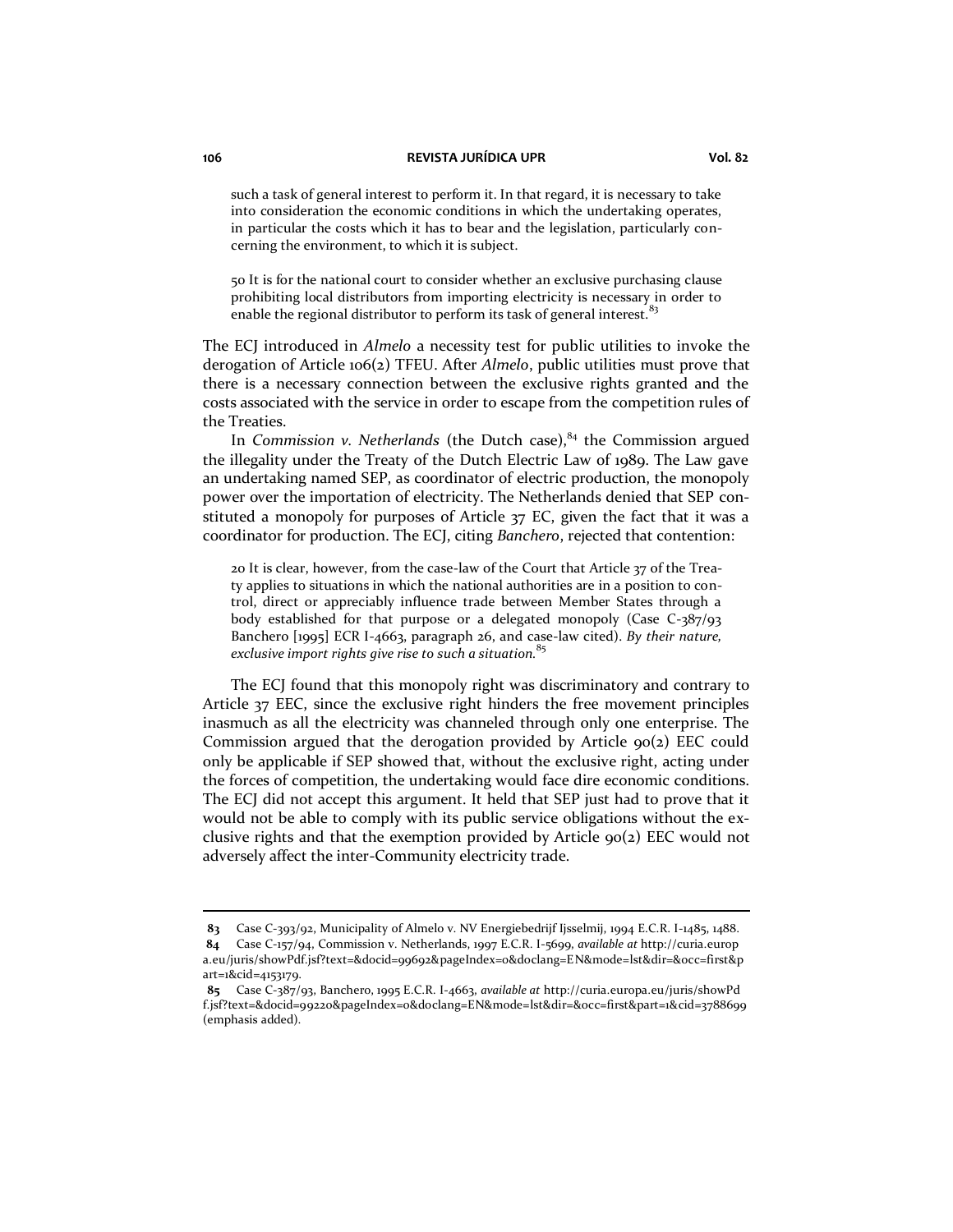> such a task of general interest to perform it. In that regard, it is necessary to take into consideration the economic conditions in which the undertaking operates, in particular the costs which it has to bear and the legislation, particularly concerning the environment, to which it is subject.
>
> 50 It is for the national court to consider whether an exclusive purchasing clause prohibiting local distributors from importing electricity is necessary in order to enable the regional distributor to perform its task of general interest.[83]

The ECJ introduced in *Almelo* a necessity test for public utilities to invoke the derogation of Article 106(2) TFEU. After *Almelo*, public utilities must prove that there is a necessary connection between the exclusive rights granted and the costs associated with the service in order to escape from the competition rules of the Treaties.

In *Commission v. Netherlands* (the Dutch case),[84] the Commission argued the illegality under the Treaty of the Dutch Electric Law of 1989. The Law gave an undertaking named SEP, as coordinator of electric production, the monopoly power over the importation of electricity. The Netherlands denied that SEP constituted a monopoly for purposes of Article 37 EC, given the fact that it was a coordinator for production. The ECJ, citing *Banchero*, rejected that contention:

> 20 It is clear, however, from the case-law of the Court that Article 37 of the Treaty applies to situations in which the national authorities are in a position to control, direct or appreciably influence trade between Member States through a body established for that purpose or a delegated monopoly (Case C-387/93 Banchero [1995] ECR I-4663, paragraph 26, and case-law cited). *By their nature, exclusive import rights give rise to such a situation.*[85]

The ECJ found that this monopoly right was discriminatory and contrary to Article 37 EEC, since the exclusive right hinders the free movement principles inasmuch as all the electricity was channeled through only one enterprise. The Commission argued that the derogation provided by Article 90(2) EEC could only be applicable if SEP showed that, without the exclusive right, acting under the forces of competition, the undertaking would face dire economic conditions. The ECJ did not accept this argument. It held that SEP just had to prove that it would not be able to comply with its public service obligations without the exclusive rights and that the exemption provided by Article 90(2) EEC would not adversely affect the inter-Community electricity trade.

---

**83** Case C-393/92, Municipality of Almelo v. NV Energiebedrijf Ijsselmij, 1994 E.C.R. I-1485, 1488.

**84** Case C-157/94, Commission v. Netherlands, 1997 E.C.R. I-5699, *available at* http://curia.europa.eu/juris/showPdf.jsf?text=&docid=99692&pageIndex=0&doclang=EN&mode=lst&dir=&occ=first&part=1&cid=4153179.

**85** Case C-387/93, Banchero, 1995 E.C.R. I-4663, *available at* http://curia.europa.eu/juris/showPdf.jsf?text=&docid=99220&pageIndex=0&doclang=EN&mode=lst&dir=&occ=first&part=1&cid=3788699 (emphasis added).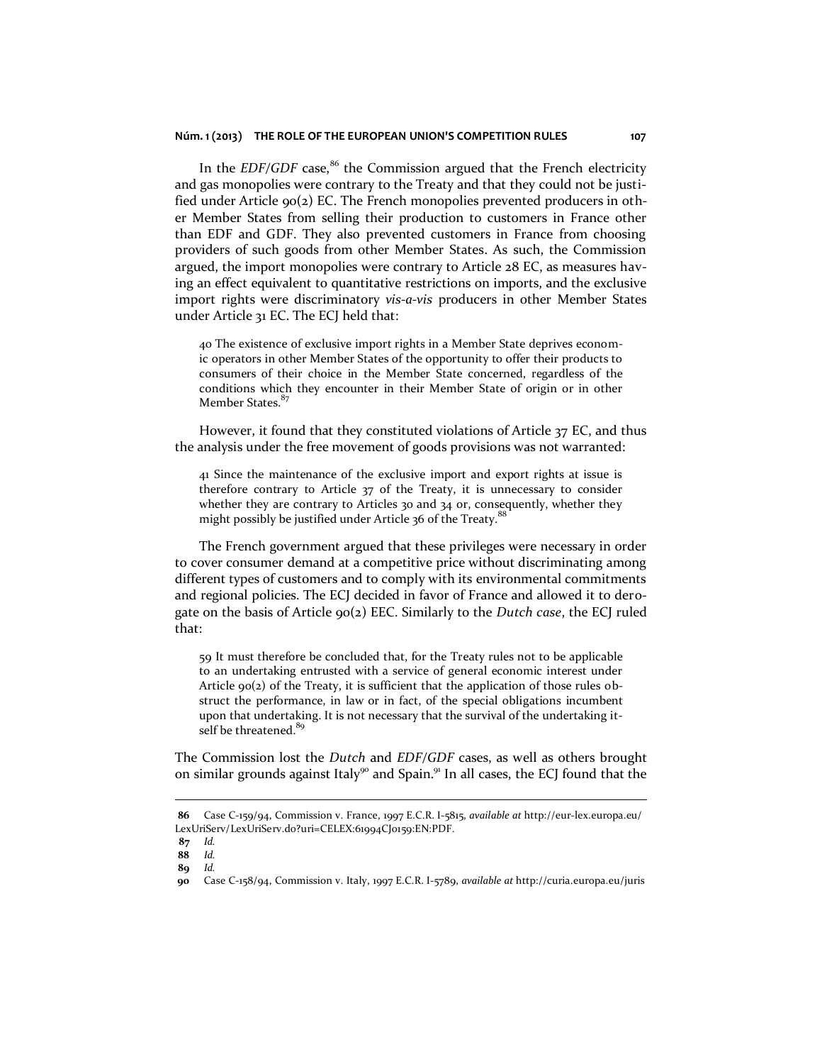In the *EDF/GDF* case,[86] the Commission argued that the French electricity and gas monopolies were contrary to the Treaty and that they could not be justified under Article 90(2) EC. The French monopolies prevented producers in other Member States from selling their production to customers in France other than EDF and GDF. They also prevented customers in France from choosing providers of such goods from other Member States. As such, the Commission argued, the import monopolies were contrary to Article 28 EC, as measures having an effect equivalent to quantitative restrictions on imports, and the exclusive import rights were discriminatory *vis-a-vis* producers in other Member States under Article 31 EC. The ECJ held that:

> 40 The existence of exclusive import rights in a Member State deprives economic operators in other Member States of the opportunity to offer their products to consumers of their choice in the Member State concerned, regardless of the conditions which they encounter in their Member State of origin or in other Member States.[87]

However, it found that they constituted violations of Article 37 EC, and thus the analysis under the free movement of goods provisions was not warranted:

> 41 Since the maintenance of the exclusive import and export rights at issue is therefore contrary to Article 37 of the Treaty, it is unnecessary to consider whether they are contrary to Articles 30 and 34 or, consequently, whether they might possibly be justified under Article 36 of the Treaty.[88]

The French government argued that these privileges were necessary in order to cover consumer demand at a competitive price without discriminating among different types of customers and to comply with its environmental commitments and regional policies. The ECJ decided in favor of France and allowed it to derogate on the basis of Article 90(2) EEC. Similarly to the *Dutch case*, the ECJ ruled that:

> 59 It must therefore be concluded that, for the Treaty rules not to be applicable to an undertaking entrusted with a service of general economic interest under Article 90(2) of the Treaty, it is sufficient that the application of those rules obstruct the performance, in law or in fact, of the special obligations incumbent upon that undertaking. It is not necessary that the survival of the undertaking itself be threatened.[89]

The Commission lost the *Dutch* and *EDF/GDF* cases, as well as others brought on similar grounds against Italy[90] and Spain.[91] In all cases, the ECJ found that the

---

**86** Case C-159/94, Commission v. France, 1997 E.C.R. I-5815, *available at* http://eur-lex.europa.eu/LexUriServ/LexUriServ.do?uri=CELEX:61994CJ0159:EN:PDF.

**87** *Id.*

**88** *Id.*

**89** *Id.*

**90** Case C-158/94, Commission v. Italy, 1997 E.C.R. I-5789, *available at* http://curia.europa.eu/juris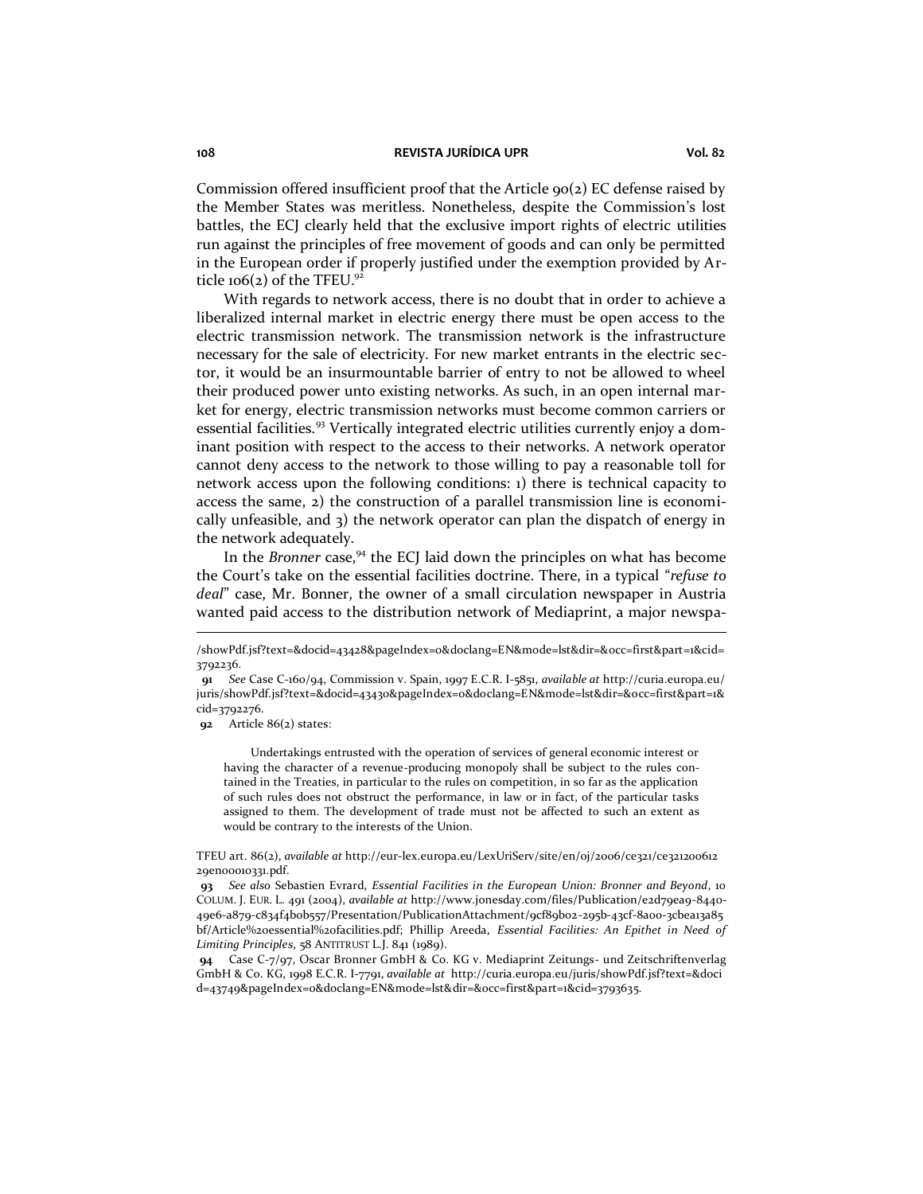Commission offered insufficient proof that the Article 90(2) EC defense raised by the Member States was meritless. Nonetheless, despite the Commission's lost battles, the ECJ clearly held that the exclusive import rights of electric utilities run against the principles of free movement of goods and can only be permitted in the European order if properly justified under the exemption provided by Article 106(2) of the TFEU.[92]

With regards to network access, there is no doubt that in order to achieve a liberalized internal market in electric energy there must be open access to the electric transmission network. The transmission network is the infrastructure necessary for the sale of electricity. For new market entrants in the electric sector, it would be an insurmountable barrier of entry to not be allowed to wheel their produced power unto existing networks. As such, in an open internal market for energy, electric transmission networks must become common carriers or essential facilities.[93] Vertically integrated electric utilities currently enjoy a dominant position with respect to the access to their networks. A network operator cannot deny access to the network to those willing to pay a reasonable toll for network access upon the following conditions: 1) there is technical capacity to access the same, 2) the construction of a parallel transmission line is economically unfeasible, and 3) the network operator can plan the dispatch of energy in the network adequately.

In the *Bronner* case,[94] the ECJ laid down the principles on what has become the Court's take on the essential facilities doctrine. There, in a typical "*refuse to deal*" case, Mr. Bonner, the owner of a small circulation newspaper in Austria wanted paid access to the distribution network of Mediaprint, a major newspa-

---

/showPdf.jsf?text=&docid=43428&pageIndex=0&doclang=EN&mode=lst&dir=&occ=first&part=1&cid=3792236.

**91** *See* Case C-160/94, Commission v. Spain, 1997 E.C.R. I-5851, *available at* http://curia.europa.eu/juris/showPdf.jsf?text=&docid=43430&pageIndex=0&doclang=EN&mode=lst&dir=&occ=first&part=1&cid=3792276.

**92** Article 86(2) states:

> Undertakings entrusted with the operation of services of general economic interest or having the character of a revenue-producing monopoly shall be subject to the rules contained in the Treaties, in particular to the rules on competition, in so far as the application of such rules does not obstruct the performance, in law or in fact, of the particular tasks assigned to them. The development of trade must not be affected to such an extent as would be contrary to the interests of the Union.

TFEU art. 86(2), *available at* http://eur-lex.europa.eu/LexUriServ/site/en/oj/2006/ce321/ce32120061229en00010331.pdf.

**93** *See also* Sebastien Evrard, *Essential Facilities in the European Union: Bronner and Beyond*, 10 COLUM. J. EUR. L. 491 (2004), *available at* http://www.jonesday.com/files/Publication/e2d79ea9-8440-49e6-a879-c834f4b0b557/Presentation/PublicationAttachment/9cf89b02-295b-43cf-8a00-3cbea13a85bf/Article%20essential%20facilities.pdf; Phillip Areeda, *Essential Facilities: An Epithet in Need of Limiting Principles*, 58 ANTITRUST L.J. 841 (1989).

**94** Case C-7/97, Oscar Bronner GmbH & Co. KG v. Mediaprint Zeitungs- und Zeitschriftenverlag GmbH & Co. KG, 1998 E.C.R. I-7791, *available at* http://curia.europa.eu/juris/showPdf.jsf?text=&docid=43749&pageIndex=0&doclang=EN&mode=lst&dir=&occ=first&part=1&cid=3793635.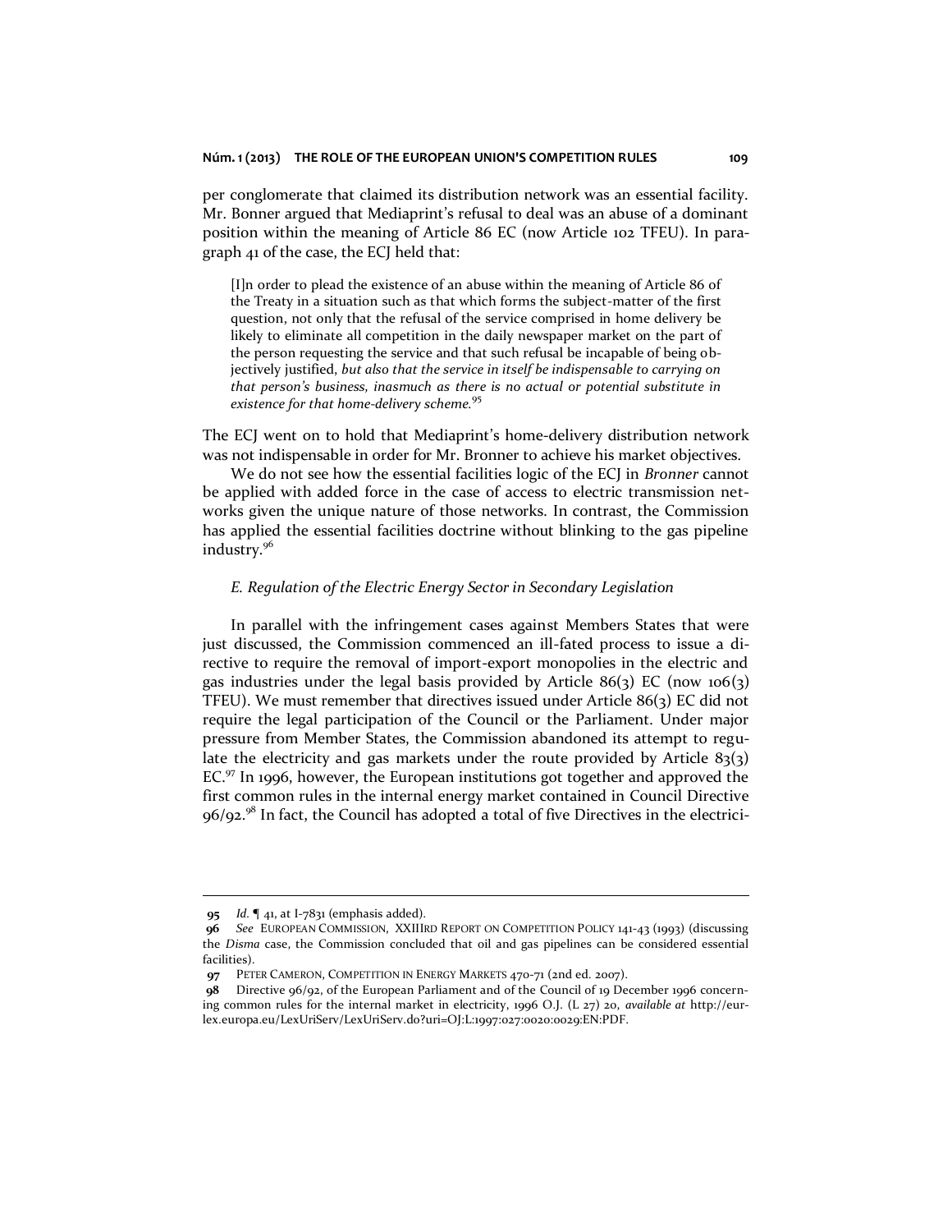per conglomerate that claimed its distribution network was an essential facility. Mr. Bonner argued that Mediaprint's refusal to deal was an abuse of a dominant position within the meaning of Article 86 EC (now Article 102 TFEU). In paragraph 41 of the case, the ECJ held that:

> [I]n order to plead the existence of an abuse within the meaning of Article 86 of the Treaty in a situation such as that which forms the subject-matter of the first question, not only that the refusal of the service comprised in home delivery be likely to eliminate all competition in the daily newspaper market on the part of the person requesting the service and that such refusal be incapable of being objectively justified, *but also that the service in itself be indispensable to carrying on that person's business, inasmuch as there is no actual or potential substitute in existence for that home-delivery scheme.*[95]

The ECJ went on to hold that Mediaprint's home-delivery distribution network was not indispensable in order for Mr. Bronner to achieve his market objectives.

We do not see how the essential facilities logic of the ECJ in *Bronner* cannot be applied with added force in the case of access to electric transmission networks given the unique nature of those networks. In contrast, the Commission has applied the essential facilities doctrine without blinking to the gas pipeline industry.[96]

### *E. Regulation of the Electric Energy Sector in Secondary Legislation*

In parallel with the infringement cases against Members States that were just discussed, the Commission commenced an ill-fated process to issue a directive to require the removal of import-export monopolies in the electric and gas industries under the legal basis provided by Article 86(3) EC (now 106(3) TFEU). We must remember that directives issued under Article 86(3) EC did not require the legal participation of the Council or the Parliament. Under major pressure from Member States, the Commission abandoned its attempt to regulate the electricity and gas markets under the route provided by Article 83(3) EC.[97] In 1996, however, the European institutions got together and approved the first common rules in the internal energy market contained in Council Directive 96/92.[98] In fact, the Council has adopted a total of five Directives in the electrici-

---

95 *Id.* ¶ 41, at I-7831 (emphasis added).

96 *See* EUROPEAN COMMISSION, XXIIIRD REPORT ON COMPETITION POLICY 141-43 (1993) (discussing the *Disma* case, the Commission concluded that oil and gas pipelines can be considered essential facilities).

97 PETER CAMERON, COMPETITION IN ENERGY MARKETS 470-71 (2nd ed. 2007).

98 Directive 96/92, of the European Parliament and of the Council of 19 December 1996 concerning common rules for the internal market in electricity, 1996 O.J. (L 27) 20, *available at* http://eur-lex.europa.eu/LexUriServ/LexUriServ.do?uri=OJ:L:1997:027:0020:0029:EN:PDF.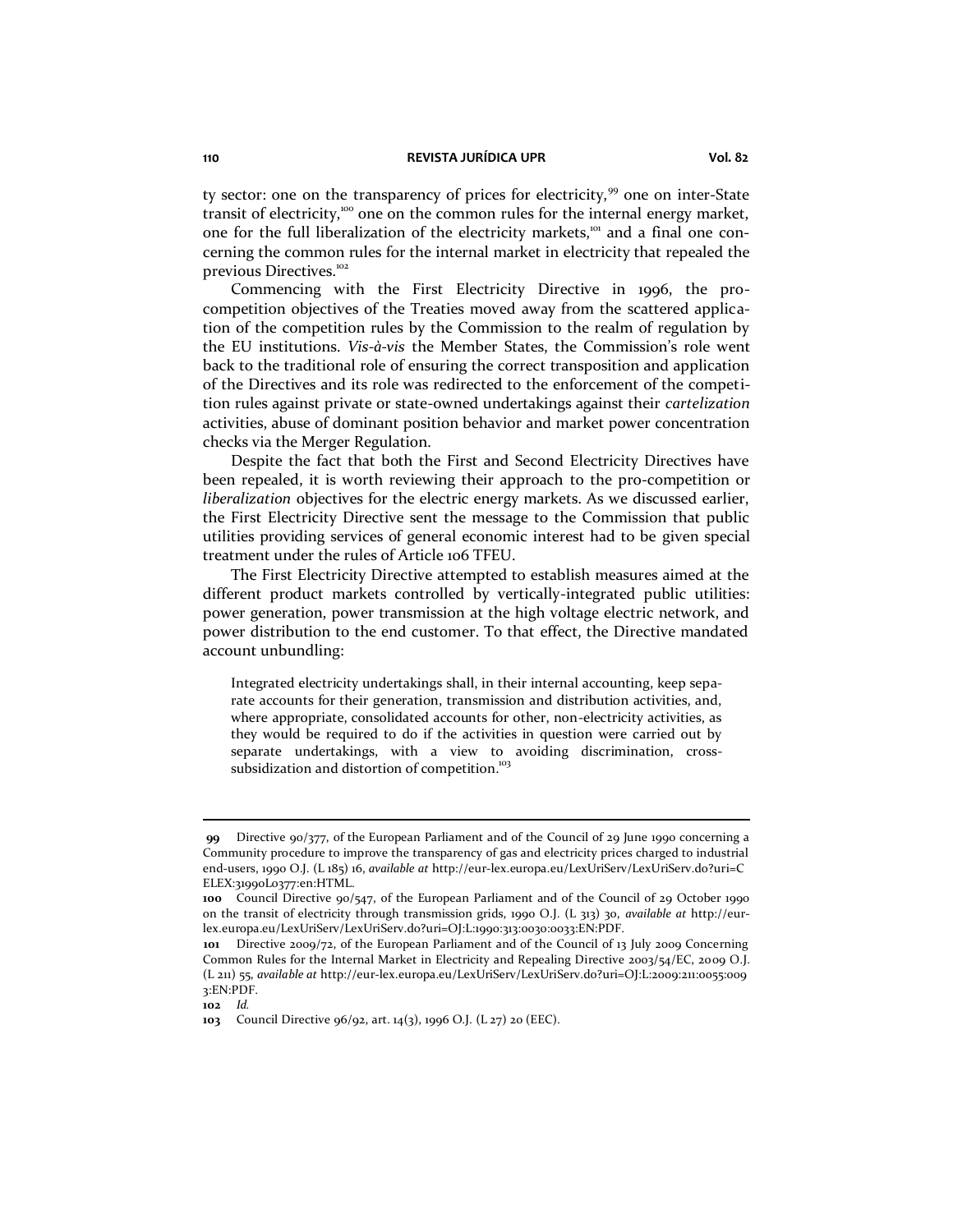ty sector: one on the transparency of prices for electricity,[99] one on inter-State transit of electricity,[100] one on the common rules for the internal energy market, one for the full liberalization of the electricity markets,[101] and a final one concerning the common rules for the internal market in electricity that repealed the previous Directives.[102]

Commencing with the First Electricity Directive in 1996, the pro-competition objectives of the Treaties moved away from the scattered application of the competition rules by the Commission to the realm of regulation by the EU institutions. *Vis-à-vis* the Member States, the Commission's role went back to the traditional role of ensuring the correct transposition and application of the Directives and its role was redirected to the enforcement of the competition rules against private or state-owned undertakings against their *cartelization* activities, abuse of dominant position behavior and market power concentration checks via the Merger Regulation.

Despite the fact that both the First and Second Electricity Directives have been repealed, it is worth reviewing their approach to the pro-competition or *liberalization* objectives for the electric energy markets. As we discussed earlier, the First Electricity Directive sent the message to the Commission that public utilities providing services of general economic interest had to be given special treatment under the rules of Article 106 TFEU.

The First Electricity Directive attempted to establish measures aimed at the different product markets controlled by vertically-integrated public utilities: power generation, power transmission at the high voltage electric network, and power distribution to the end customer. To that effect, the Directive mandated account unbundling:

> Integrated electricity undertakings shall, in their internal accounting, keep separate accounts for their generation, transmission and distribution activities, and, where appropriate, consolidated accounts for other, non-electricity activities, as they would be required to do if the activities in question were carried out by separate undertakings, with a view to avoiding discrimination, cross-subsidization and distortion of competition.[103]

---

**99** Directive 90/377, of the European Parliament and of the Council of 29 June 1990 concerning a Community procedure to improve the transparency of gas and electricity prices charged to industrial end-users, 1990 O.J. (L 185) 16, *available at* http://eur-lex.europa.eu/LexUriServ/LexUriServ.do?uri=CELEX:31990L0377:en:HTML.

**100** Council Directive 90/547, of the European Parliament and of the Council of 29 October 1990 on the transit of electricity through transmission grids, 1990 O.J. (L 313) 30, *available at* http://eur-lex.europa.eu/LexUriServ/LexUriServ.do?uri=OJ:L:1990:313:0030:0033:EN:PDF.

**101** Directive 2009/72, of the European Parliament and of the Council of 13 July 2009 Concerning Common Rules for the Internal Market in Electricity and Repealing Directive 2003/54/EC, 2009 O.J. (L 211) 55, *available at* http://eur-lex.europa.eu/LexUriServ/LexUriServ.do?uri=OJ:L:2009:211:0055:0093:EN:PDF.

**102** *Id.*

**103** Council Directive 96/92, art. 14(3), 1996 O.J. (L 27) 20 (EEC).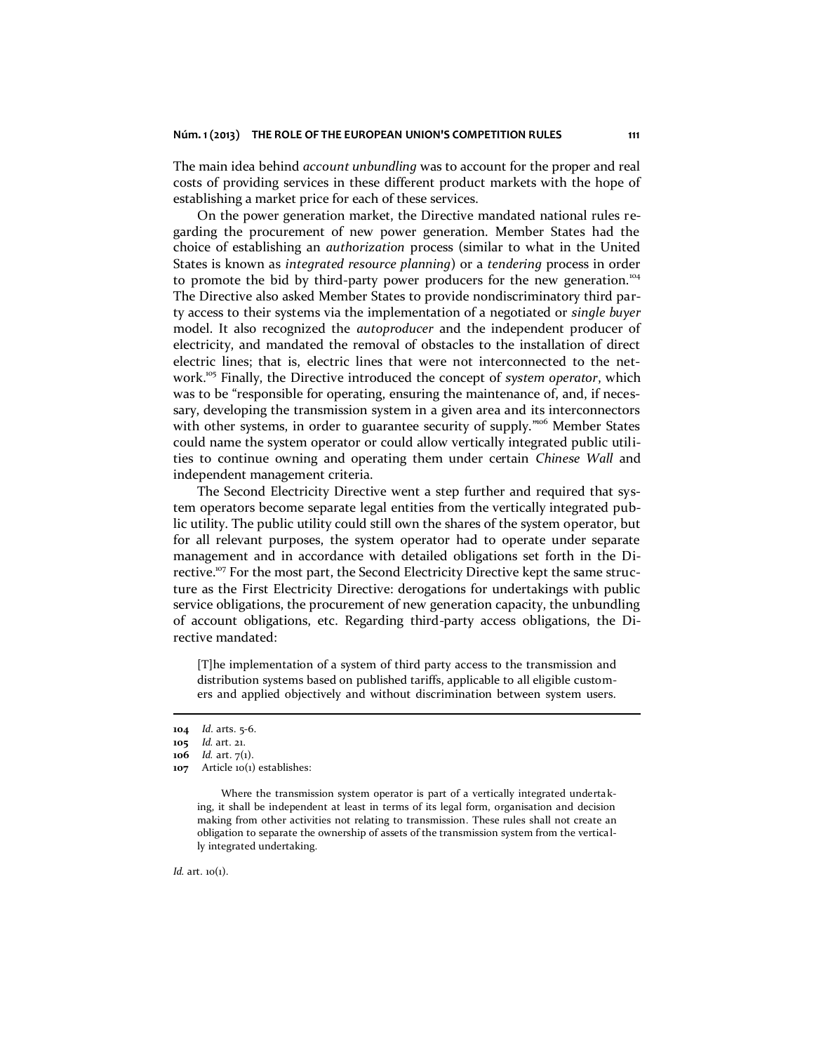The main idea behind *account unbundling* was to account for the proper and real costs of providing services in these different product markets with the hope of establishing a market price for each of these services.

On the power generation market, the Directive mandated national rules regarding the procurement of new power generation. Member States had the choice of establishing an *authorization* process (similar to what in the United States is known as *integrated resource planning*) or a *tendering* process in order to promote the bid by third-party power producers for the new generation.[104] The Directive also asked Member States to provide nondiscriminatory third party access to their systems via the implementation of a negotiated or *single buyer* model. It also recognized the *autoproducer* and the independent producer of electricity, and mandated the removal of obstacles to the installation of direct electric lines; that is, electric lines that were not interconnected to the network.[105] Finally, the Directive introduced the concept of *system operator*, which was to be "responsible for operating, ensuring the maintenance of, and, if necessary, developing the transmission system in a given area and its interconnectors with other systems, in order to guarantee security of supply."[106] Member States could name the system operator or could allow vertically integrated public utilities to continue owning and operating them under certain *Chinese Wall* and independent management criteria.

The Second Electricity Directive went a step further and required that system operators become separate legal entities from the vertically integrated public utility. The public utility could still own the shares of the system operator, but for all relevant purposes, the system operator had to operate under separate management and in accordance with detailed obligations set forth in the Directive.[107] For the most part, the Second Electricity Directive kept the same structure as the First Electricity Directive: derogations for undertakings with public service obligations, the procurement of new generation capacity, the unbundling of account obligations, etc. Regarding third-party access obligations, the Directive mandated:

> [T]he implementation of a system of third party access to the transmission and distribution systems based on published tariffs, applicable to all eligible customers and applied objectively and without discrimination between system users.

---

**104** *Id.* arts. 5-6.

**105** *Id.* art. 21.

**106** *Id.* art. 7(1).

**107** Article 10(1) establishes:

> Where the transmission system operator is part of a vertically integrated undertaking, it shall be independent at least in terms of its legal form, organisation and decision making from other activities not relating to transmission. These rules shall not create an obligation to separate the ownership of assets of the transmission system from the vertically integrated undertaking.

*Id.* art. 10(1).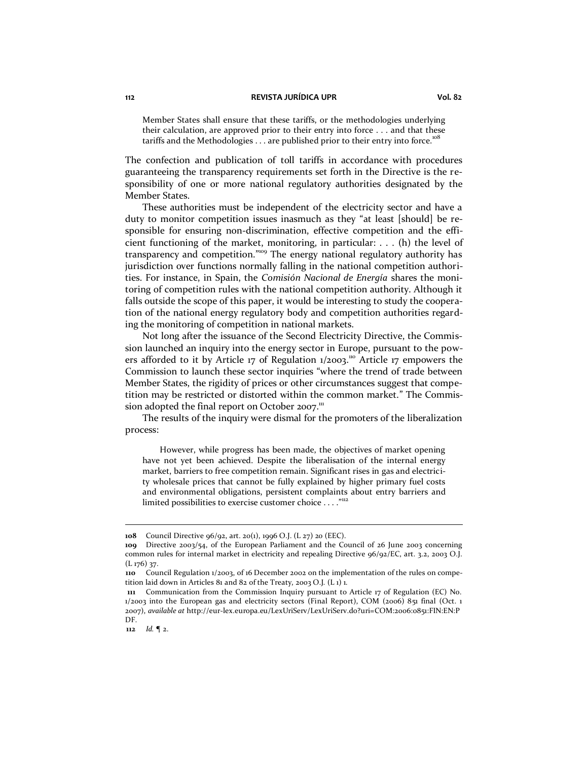> Member States shall ensure that these tariffs, or the methodologies underlying their calculation, are approved prior to their entry into force . . . and that these tariffs and the Methodologies . . . are published prior to their entry into force.[108]

The confection and publication of toll tariffs in accordance with procedures guaranteeing the transparency requirements set forth in the Directive is the responsibility of one or more national regulatory authorities designated by the Member States.

These authorities must be independent of the electricity sector and have a duty to monitor competition issues inasmuch as they "at least [should] be responsible for ensuring non-discrimination, effective competition and the efficient functioning of the market, monitoring, in particular: . . . (h) the level of transparency and competition."[109] The energy national regulatory authority has jurisdiction over functions normally falling in the national competition authorities. For instance, in Spain, the *Comisión Nacional de Energía* shares the monitoring of competition rules with the national competition authority. Although it falls outside the scope of this paper, it would be interesting to study the cooperation of the national energy regulatory body and competition authorities regarding the monitoring of competition in national markets.

Not long after the issuance of the Second Electricity Directive, the Commission launched an inquiry into the energy sector in Europe, pursuant to the powers afforded to it by Article 17 of Regulation 1/2003.[110] Article 17 empowers the Commission to launch these sector inquiries "where the trend of trade between Member States, the rigidity of prices or other circumstances suggest that competition may be restricted or distorted within the common market." The Commission adopted the final report on October 2007.[111]

The results of the inquiry were dismal for the promoters of the liberalization process:

> However, while progress has been made, the objectives of market opening have not yet been achieved. Despite the liberalisation of the internal energy market, barriers to free competition remain. Significant rises in gas and electricity wholesale prices that cannot be fully explained by higher primary fuel costs and environmental obligations, persistent complaints about entry barriers and limited possibilities to exercise customer choice . . . ."[112]

---

**108** Council Directive 96/92, art. 20(1), 1996 O.J. (L 27) 20 (EEC).

**109** Directive 2003/54, of the European Parliament and the Council of 26 June 2003 concerning common rules for internal market in electricity and repealing Directive 96/92/EC, art. 3.2, 2003 O.J. (L 176) 37.

**110** Council Regulation 1/2003, of 16 December 2002 on the implementation of the rules on competition laid down in Articles 81 and 82 of the Treaty, 2003 O.J. (L 1) 1.

**111** Communication from the Commission Inquiry pursuant to Article 17 of Regulation (EC) No. 1/2003 into the European gas and electricity sectors (Final Report), COM (2006) 851 final (Oct. 1 2007), *available at* http://eur-lex.europa.eu/LexUriServ/LexUriServ.do?uri=COM:2006:0851:FIN:EN:PDF.

**112** *Id.* ¶ 2.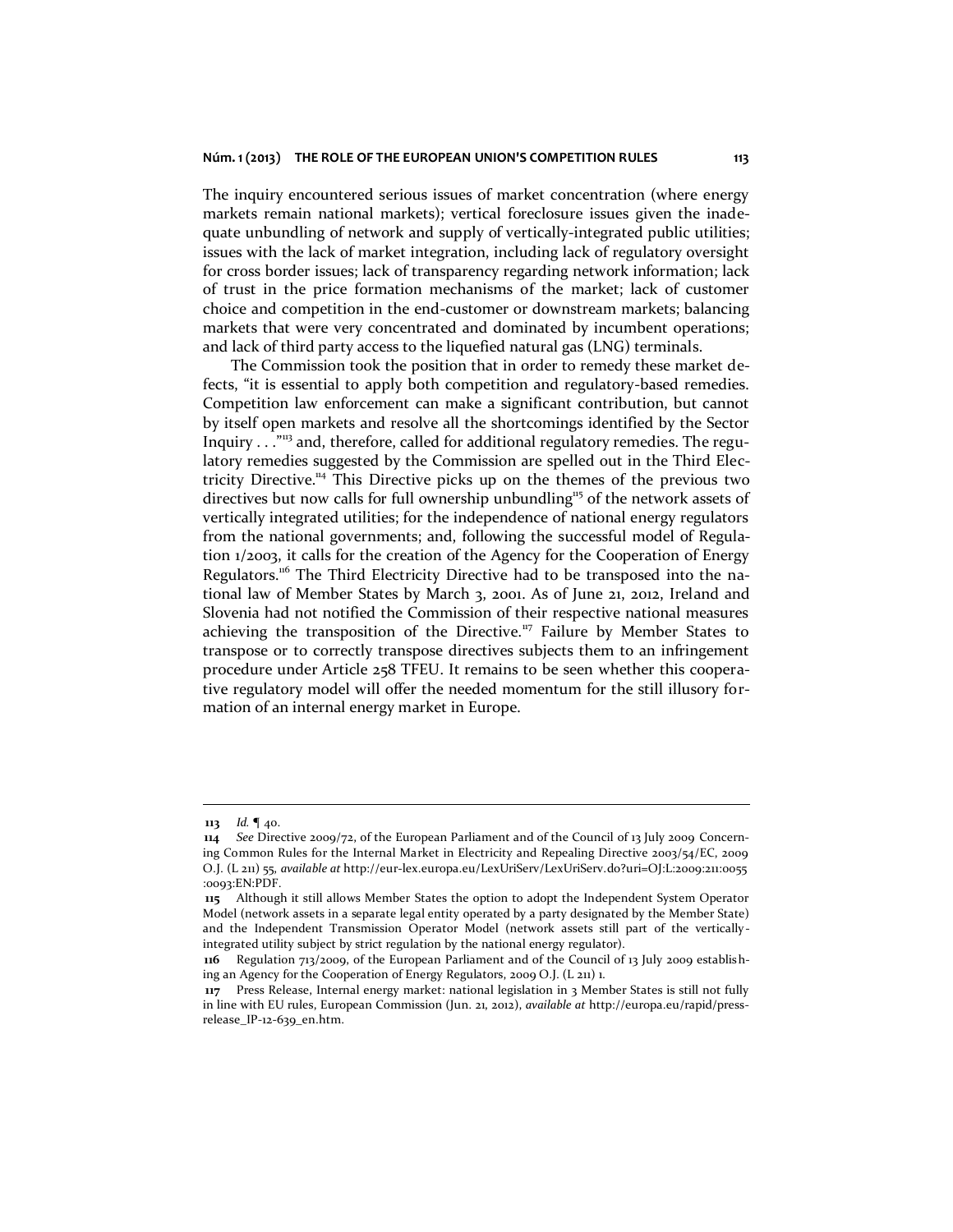The inquiry encountered serious issues of market concentration (where energy markets remain national markets); vertical foreclosure issues given the inadequate unbundling of network and supply of vertically-integrated public utilities; issues with the lack of market integration, including lack of regulatory oversight for cross border issues; lack of transparency regarding network information; lack of trust in the price formation mechanisms of the market; lack of customer choice and competition in the end-customer or downstream markets; balancing markets that were very concentrated and dominated by incumbent operations; and lack of third party access to the liquefied natural gas (LNG) terminals.

The Commission took the position that in order to remedy these market defects, "it is essential to apply both competition and regulatory-based remedies. Competition law enforcement can make a significant contribution, but cannot by itself open markets and resolve all the shortcomings identified by the Sector Inquiry . . ."[113] and, therefore, called for additional regulatory remedies. The regulatory remedies suggested by the Commission are spelled out in the Third Electricity Directive.[114] This Directive picks up on the themes of the previous two directives but now calls for full ownership unbundling[115] of the network assets of vertically integrated utilities; for the independence of national energy regulators from the national governments; and, following the successful model of Regulation 1/2003, it calls for the creation of the Agency for the Cooperation of Energy Regulators.[116] The Third Electricity Directive had to be transposed into the national law of Member States by March 3, 2001. As of June 21, 2012, Ireland and Slovenia had not notified the Commission of their respective national measures achieving the transposition of the Directive.[117] Failure by Member States to transpose or to correctly transpose directives subjects them to an infringement procedure under Article 258 TFEU. It remains to be seen whether this cooperative regulatory model will offer the needed momentum for the still illusory formation of an internal energy market in Europe.

---

**113** *Id.* ¶ 40.

**114** *See* Directive 2009/72, of the European Parliament and of the Council of 13 July 2009 Concerning Common Rules for the Internal Market in Electricity and Repealing Directive 2003/54/EC, 2009 O.J. (L 211) 55, *available at* http://eur-lex.europa.eu/LexUriServ/LexUriServ.do?uri=OJ:L:2009:211:0055:0093:EN:PDF.

**115** Although it still allows Member States the option to adopt the Independent System Operator Model (network assets in a separate legal entity operated by a party designated by the Member State) and the Independent Transmission Operator Model (network assets still part of the vertically-integrated utility subject by strict regulation by the national energy regulator).

**116** Regulation 713/2009, of the European Parliament and of the Council of 13 July 2009 establishing an Agency for the Cooperation of Energy Regulators, 2009 O.J. (L 211) 1.

**117** Press Release, Internal energy market: national legislation in 3 Member States is still not fully in line with EU rules, European Commission (Jun. 21, 2012), *available at* http://europa.eu/rapid/press-release_IP-12-639_en.htm.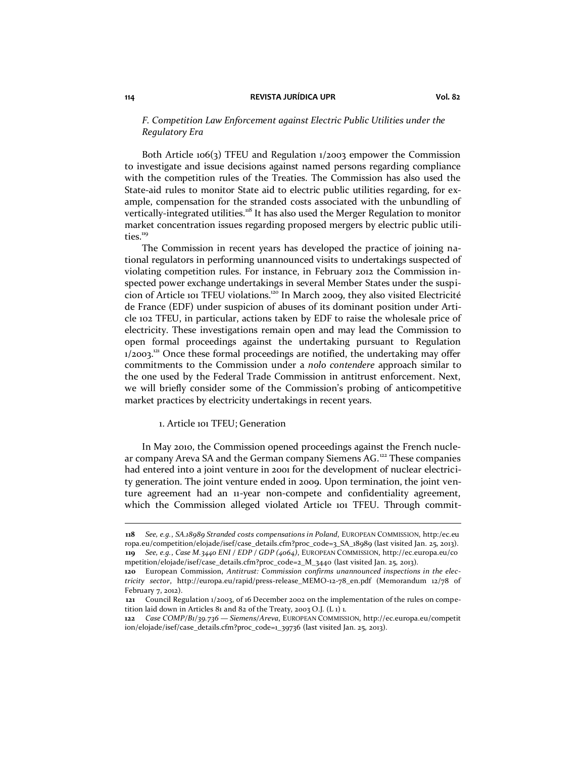*F. Competition Law Enforcement against Electric Public Utilities under the Regulatory Era*

Both Article 106(3) TFEU and Regulation 1/2003 empower the Commission to investigate and issue decisions against named persons regarding compliance with the competition rules of the Treaties. The Commission has also used the State-aid rules to monitor State aid to electric public utilities regarding, for example, compensation for the stranded costs associated with the unbundling of vertically-integrated utilities.[118] It has also used the Merger Regulation to monitor market concentration issues regarding proposed mergers by electric public utilities.[119]

The Commission in recent years has developed the practice of joining national regulators in performing unannounced visits to undertakings suspected of violating competition rules. For instance, in February 2012 the Commission inspected power exchange undertakings in several Member States under the suspicion of Article 101 TFEU violations.[120] In March 2009, they also visited Electricité de France (EDF) under suspicion of abuses of its dominant position under Article 102 TFEU, in particular, actions taken by EDF to raise the wholesale price of electricity. These investigations remain open and may lead the Commission to open formal proceedings against the undertaking pursuant to Regulation 1/2003.[121] Once these formal proceedings are notified, the undertaking may offer commitments to the Commission under a *nolo contendere* approach similar to the one used by the Federal Trade Commission in antitrust enforcement. Next, we will briefly consider some of the Commission's probing of anticompetitive market practices by electricity undertakings in recent years.

1. Article 101 TFEU; Generation

In May 2010, the Commission opened proceedings against the French nuclear company Areva SA and the German company Siemens AG.[122] These companies had entered into a joint venture in 2001 for the development of nuclear electricity generation. The joint venture ended in 2009. Upon termination, the joint venture agreement had an 11-year non-compete and confidentiality agreement, which the Commission alleged violated Article 101 TFEU. Through commit-

---

**118** *See, e.g.*, *SA.18989 Stranded costs compensations in Poland*, EUROPEAN COMMISSION, http:/ec.europa.eu/competition/elojade/isef/case_details.cfm?proc_code=3_SA_18989 (last visited Jan. 25, 2013).

**119** *See, e.g.*, *Case M.3440 ENI / EDP / GDP (4064)*, EUROPEAN COMMISSION, http://ec.europa.eu/competition/elojade/isef/case_details.cfm?proc_code=2_M_3440 (last visited Jan. 25, 2013).

**120** European Commission, *Antitrust: Commission confirms unannounced inspections in the electricity sector*, http://europa.eu/rapid/press-release_MEMO-12-78_en.pdf (Memorandum 12/78 of February 7, 2012).

**121** Council Regulation 1/2003, of 16 December 2002 on the implementation of the rules on competition laid down in Articles 81 and 82 of the Treaty, 2003 O.J. (L 1) 1.

**122** *Case COMP/B1/39.736 — Siemens/Areva*, EUROPEAN COMMISSION, http://ec.europa.eu/competition/elojade/isef/case_details.cfm?proc_code=1_39736 (last visited Jan. 25, 2013).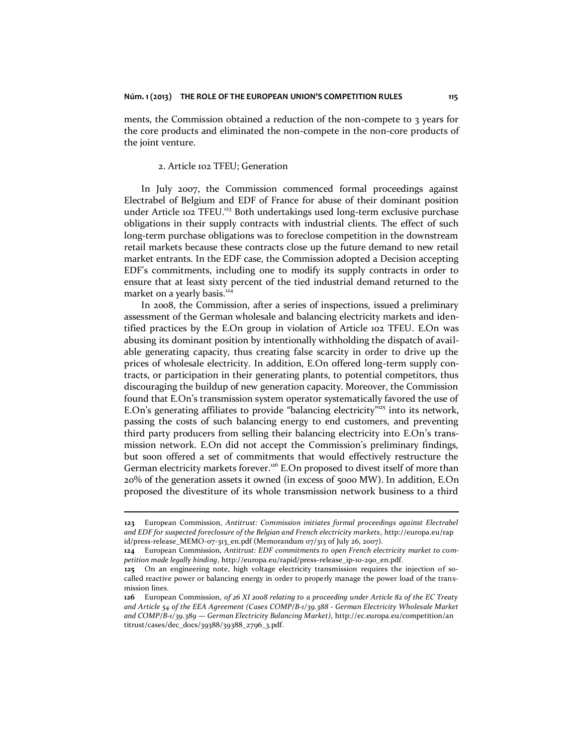ments, the Commission obtained a reduction of the non-compete to 3 years for the core products and eliminated the non-compete in the non-core products of the joint venture.

### 2. Article 102 TFEU; Generation

In July 2007, the Commission commenced formal proceedings against Electrabel of Belgium and EDF of France for abuse of their dominant position under Article 102 TFEU.[123] Both undertakings used long-term exclusive purchase obligations in their supply contracts with industrial clients. The effect of such long-term purchase obligations was to foreclose competition in the downstream retail markets because these contracts close up the future demand to new retail market entrants. In the EDF case, the Commission adopted a Decision accepting EDF's commitments, including one to modify its supply contracts in order to ensure that at least sixty percent of the tied industrial demand returned to the market on a yearly basis.[124]

In 2008, the Commission, after a series of inspections, issued a preliminary assessment of the German wholesale and balancing electricity markets and identified practices by the E.On group in violation of Article 102 TFEU. E.On was abusing its dominant position by intentionally withholding the dispatch of available generating capacity, thus creating false scarcity in order to drive up the prices of wholesale electricity. In addition, E.On offered long-term supply contracts, or participation in their generating plants, to potential competitors, thus discouraging the buildup of new generation capacity. Moreover, the Commission found that E.On's transmission system operator systematically favored the use of E.On's generating affiliates to provide "balancing electricity"[125] into its network, passing the costs of such balancing energy to end customers, and preventing third party producers from selling their balancing electricity into E.On's transmission network. E.On did not accept the Commission's preliminary findings, but soon offered a set of commitments that would effectively restructure the German electricity markets forever.[126] E.On proposed to divest itself of more than 20% of the generation assets it owned (in excess of 5000 MW). In addition, E.On proposed the divestiture of its whole transmission network business to a third

---

**123** European Commission, *Antitrust: Commission initiates formal proceedings against Electrabel and EDF for suspected foreclosure of the Belgian and French electricity markets*, http://europa.eu/rapid/press-release_MEMO-07-313_en.pdf (Memorandum 07/313 of July 26, 2007).

**124** European Commission, *Antitrust: EDF commitments to open French electricity market to competition made legally binding*, http://europa.eu/rapid/press-release_ip-10-290_en.pdf.

**125** On an engineering note, high voltage electricity transmission requires the injection of so-called reactive power or balancing energy in order to properly manage the power load of the transmission lines.

**126** European Commission, *of 26 XI 2008 relating to a proceeding under Article 82 of the EC Treaty and Article 54 of the EEA Agreement (Cases COMP/B-1/39.388 - German Electricity Wholesale Market and COMP/B-1/39.389 — German Electricity Balancing Market)*, http://ec.europa.eu/competition/antitrust/cases/dec_docs/39388/39388_2796_3.pdf.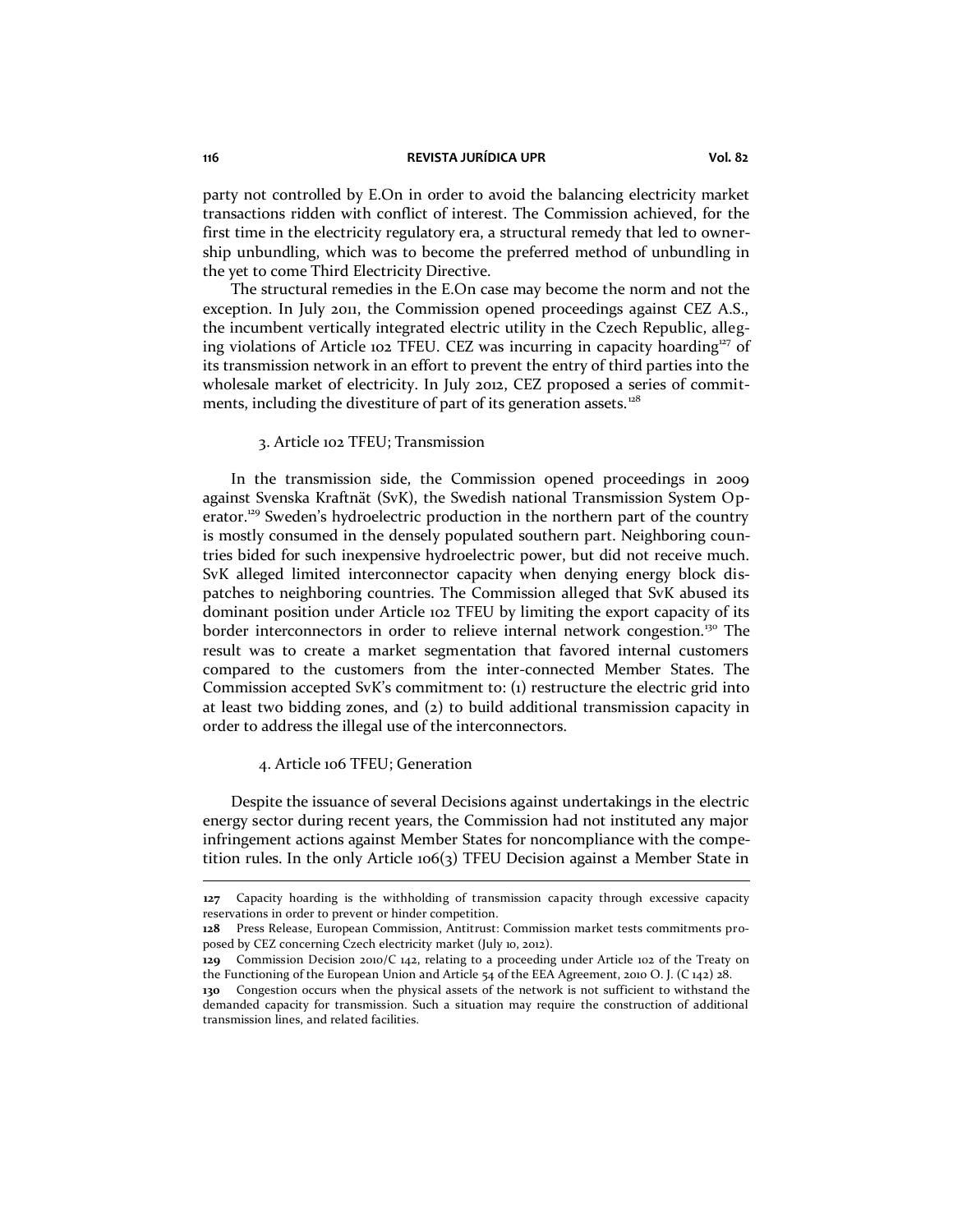party not controlled by E.On in order to avoid the balancing electricity market transactions ridden with conflict of interest. The Commission achieved, for the first time in the electricity regulatory era, a structural remedy that led to ownership unbundling, which was to become the preferred method of unbundling in the yet to come Third Electricity Directive.

The structural remedies in the E.On case may become the norm and not the exception. In July 2011, the Commission opened proceedings against CEZ A.S., the incumbent vertically integrated electric utility in the Czech Republic, alleging violations of Article 102 TFEU. CEZ was incurring in capacity hoarding[127] of its transmission network in an effort to prevent the entry of third parties into the wholesale market of electricity. In July 2012, CEZ proposed a series of commitments, including the divestiture of part of its generation assets.[128]

#### 3. Article 102 TFEU; Transmission

In the transmission side, the Commission opened proceedings in 2009 against Svenska Kraftnät (SvK), the Swedish national Transmission System Operator.[129] Sweden's hydroelectric production in the northern part of the country is mostly consumed in the densely populated southern part. Neighboring countries bided for such inexpensive hydroelectric power, but did not receive much. SvK alleged limited interconnector capacity when denying energy block dispatches to neighboring countries. The Commission alleged that SvK abused its dominant position under Article 102 TFEU by limiting the export capacity of its border interconnectors in order to relieve internal network congestion.[130] The result was to create a market segmentation that favored internal customers compared to the customers from the inter-connected Member States. The Commission accepted SvK's commitment to: (1) restructure the electric grid into at least two bidding zones, and (2) to build additional transmission capacity in order to address the illegal use of the interconnectors.

#### 4. Article 106 TFEU; Generation

Despite the issuance of several Decisions against undertakings in the electric energy sector during recent years, the Commission had not instituted any major infringement actions against Member States for noncompliance with the competition rules. In the only Article 106(3) TFEU Decision against a Member State in

---

**127** Capacity hoarding is the withholding of transmission capacity through excessive capacity reservations in order to prevent or hinder competition.

**128** Press Release, European Commission, Antitrust: Commission market tests commitments proposed by CEZ concerning Czech electricity market (July 10, 2012).

**129** Commission Decision 2010/C 142, relating to a proceeding under Article 102 of the Treaty on the Functioning of the European Union and Article 54 of the EEA Agreement, 2010 O. J. (C 142) 28.

**130** Congestion occurs when the physical assets of the network is not sufficient to withstand the demanded capacity for transmission. Such a situation may require the construction of additional transmission lines, and related facilities.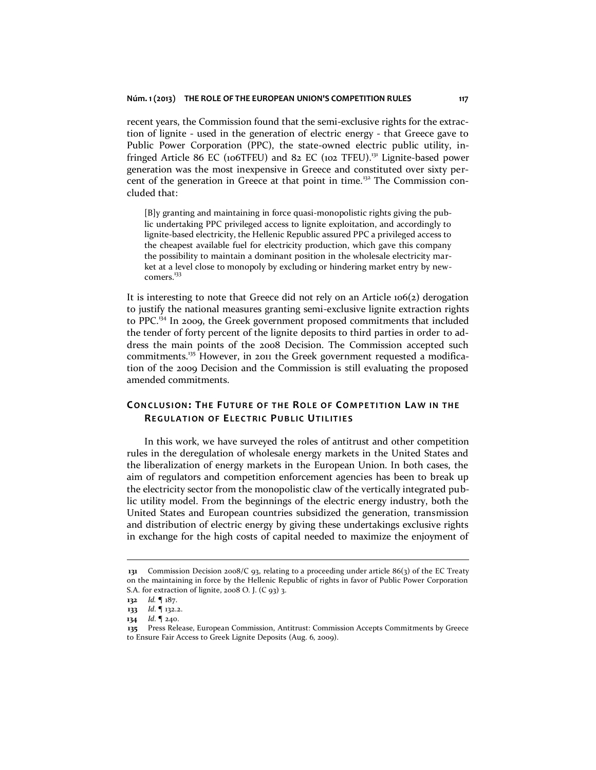recent years, the Commission found that the semi-exclusive rights for the extraction of lignite - used in the generation of electric energy - that Greece gave to Public Power Corporation (PPC), the state-owned electric public utility, infringed Article 86 EC (106TFEU) and 82 EC (102 TFEU).[131] Lignite-based power generation was the most inexpensive in Greece and constituted over sixty percent of the generation in Greece at that point in time.[132] The Commission concluded that:

> [B]y granting and maintaining in force quasi-monopolistic rights giving the public undertaking PPC privileged access to lignite exploitation, and accordingly to lignite-based electricity, the Hellenic Republic assured PPC a privileged access to the cheapest available fuel for electricity production, which gave this company the possibility to maintain a dominant position in the wholesale electricity market at a level close to monopoly by excluding or hindering market entry by newcomers.[133]

It is interesting to note that Greece did not rely on an Article 106(2) derogation to justify the national measures granting semi-exclusive lignite extraction rights to PPC.[134] In 2009, the Greek government proposed commitments that included the tender of forty percent of the lignite deposits to third parties in order to address the main points of the 2008 Decision. The Commission accepted such commitments.[135] However, in 2011 the Greek government requested a modification of the 2009 Decision and the Commission is still evaluating the proposed amended commitments.

## CONCLUSION: THE FUTURE OF THE ROLE OF COMPETITION LAW IN THE REGULATION OF ELECTRIC PUBLIC UTILITIES

In this work, we have surveyed the roles of antitrust and other competition rules in the deregulation of wholesale energy markets in the United States and the liberalization of energy markets in the European Union. In both cases, the aim of regulators and competition enforcement agencies has been to break up the electricity sector from the monopolistic claw of the vertically integrated public utility model. From the beginnings of the electric energy industry, both the United States and European countries subsidized the generation, transmission and distribution of electric energy by giving these undertakings exclusive rights in exchange for the high costs of capital needed to maximize the enjoyment of

---

**131** Commission Decision 2008/C 93, relating to a proceeding under article 86(3) of the EC Treaty on the maintaining in force by the Hellenic Republic of rights in favor of Public Power Corporation S.A. for extraction of lignite, 2008 O. J. (C 93) 3.

**132** *Id.* ¶ 187.

**133** *Id.* ¶ 132.2.

**134** *Id.* ¶ 240.

**135** Press Release, European Commission, Antitrust: Commission Accepts Commitments by Greece to Ensure Fair Access to Greek Lignite Deposits (Aug. 6, 2009).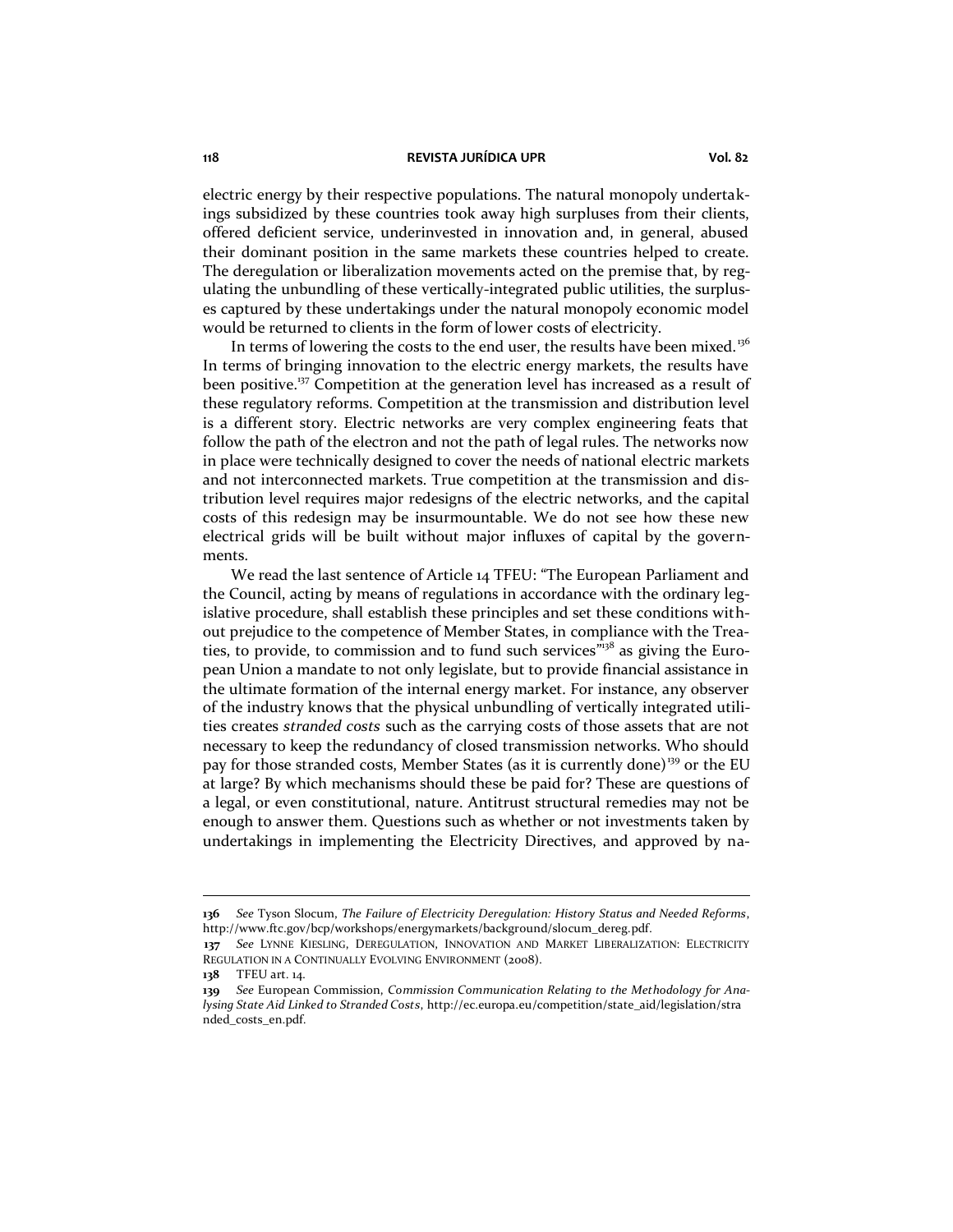electric energy by their respective populations. The natural monopoly undertakings subsidized by these countries took away high surpluses from their clients, offered deficient service, underinvested in innovation and, in general, abused their dominant position in the same markets these countries helped to create. The deregulation or liberalization movements acted on the premise that, by regulating the unbundling of these vertically-integrated public utilities, the surpluses captured by these undertakings under the natural monopoly economic model would be returned to clients in the form of lower costs of electricity.

In terms of lowering the costs to the end user, the results have been mixed.[136] In terms of bringing innovation to the electric energy markets, the results have been positive.[137] Competition at the generation level has increased as a result of these regulatory reforms. Competition at the transmission and distribution level is a different story. Electric networks are very complex engineering feats that follow the path of the electron and not the path of legal rules. The networks now in place were technically designed to cover the needs of national electric markets and not interconnected markets. True competition at the transmission and distribution level requires major redesigns of the electric networks, and the capital costs of this redesign may be insurmountable. We do not see how these new electrical grids will be built without major influxes of capital by the governments.

We read the last sentence of Article 14 TFEU: "The European Parliament and the Council, acting by means of regulations in accordance with the ordinary legislative procedure, shall establish these principles and set these conditions without prejudice to the competence of Member States, in compliance with the Treaties, to provide, to commission and to fund such services"[138] as giving the European Union a mandate to not only legislate, but to provide financial assistance in the ultimate formation of the internal energy market. For instance, any observer of the industry knows that the physical unbundling of vertically integrated utilities creates *stranded costs* such as the carrying costs of those assets that are not necessary to keep the redundancy of closed transmission networks. Who should pay for those stranded costs, Member States (as it is currently done)[139] or the EU at large? By which mechanisms should these be paid for? These are questions of a legal, or even constitutional, nature. Antitrust structural remedies may not be enough to answer them. Questions such as whether or not investments taken by undertakings in implementing the Electricity Directives, and approved by na-

---

**136** *See* Tyson Slocum, *The Failure of Electricity Deregulation: History Status and Needed Reforms*, http://www.ftc.gov/bcp/workshops/energymarkets/background/slocum_dereg.pdf.

**137** *See* LYNNE KIESLING, DEREGULATION, INNOVATION AND MARKET LIBERALIZATION: ELECTRICITY REGULATION IN A CONTINUALLY EVOLVING ENVIRONMENT (2008).

**138** TFEU art. 14.

**139** *See* European Commission, *Commission Communication Relating to the Methodology for Analysing State Aid Linked to Stranded Costs*, http://ec.europa.eu/competition/state_aid/legislation/stranded_costs_en.pdf.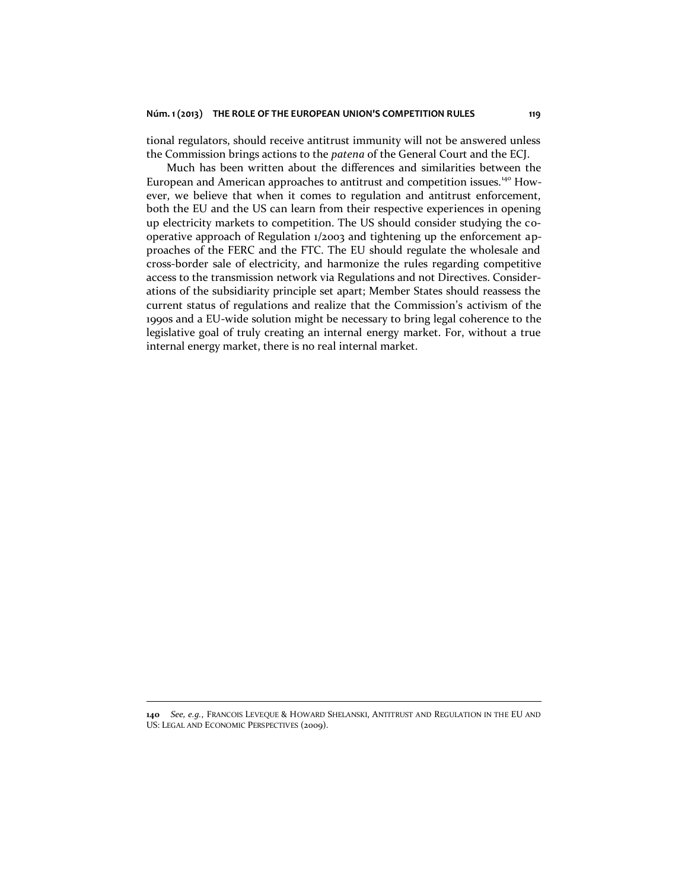tional regulators, should receive antitrust immunity will not be answered unless the Commission brings actions to the *patena* of the General Court and the ECJ.

Much has been written about the differences and similarities between the European and American approaches to antitrust and competition issues.[140] However, we believe that when it comes to regulation and antitrust enforcement, both the EU and the US can learn from their respective experiences in opening up electricity markets to competition. The US should consider studying the cooperative approach of Regulation 1/2003 and tightening up the enforcement approaches of the FERC and the FTC. The EU should regulate the wholesale and cross-border sale of electricity, and harmonize the rules regarding competitive access to the transmission network via Regulations and not Directives. Considerations of the subsidiarity principle set apart; Member States should reassess the current status of regulations and realize that the Commission's activism of the 1990s and a EU-wide solution might be necessary to bring legal coherence to the legislative goal of truly creating an internal energy market. For, without a true internal energy market, there is no real internal market.

---

**140** *See, e.g.*, FRANCOIS LEVEQUE & HOWARD SHELANSKI, ANTITRUST AND REGULATION IN THE EU AND US: LEGAL AND ECONOMIC PERSPECTIVES (2009).